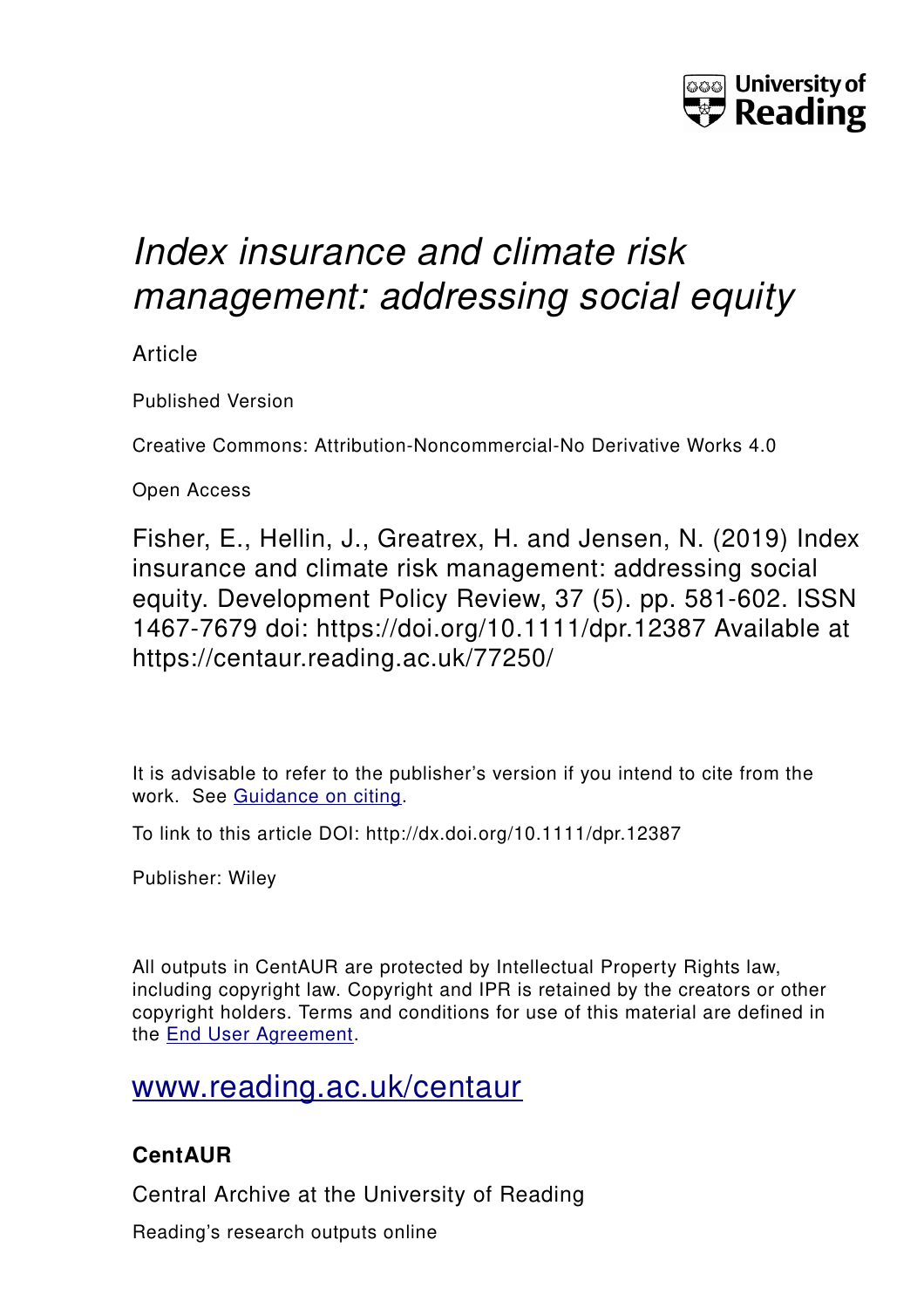# *Index insurance and climate risk management: addressing social equity*

Article

Published Version

Creative Commons: Attribution-Noncommercial-No Derivative Works 4.0

Open Access

Fisher, E., Hellin, J., Greatrex, H. and Jensen, N. (2019) Index insurance and climate risk management: addressing social equity. Development Policy Review, 37 (5). pp. 581-602. ISSN 1467-7679 doi: https://doi.org/10.1111/dpr.12387 Available at https://centaur.reading.ac.uk/77250/

It is advisable to refer to the publisher's version if you intend to cite from the work. See Guidance on citing.

To link to this article DOI: http://dx.doi.org/10.1111/dpr.12387

Publisher: Wiley

All outputs in CentAUR are protected by Intellectual Property Rights law, including copyright law. Copyright and IPR is retained by the creators or other copyright holders. Terms and conditions for use of this material are defined in the End User Agreement.

www.reading.ac.uk/centaur

**CentAUR**

Central Archive at the University of Reading

Reading's research outputs online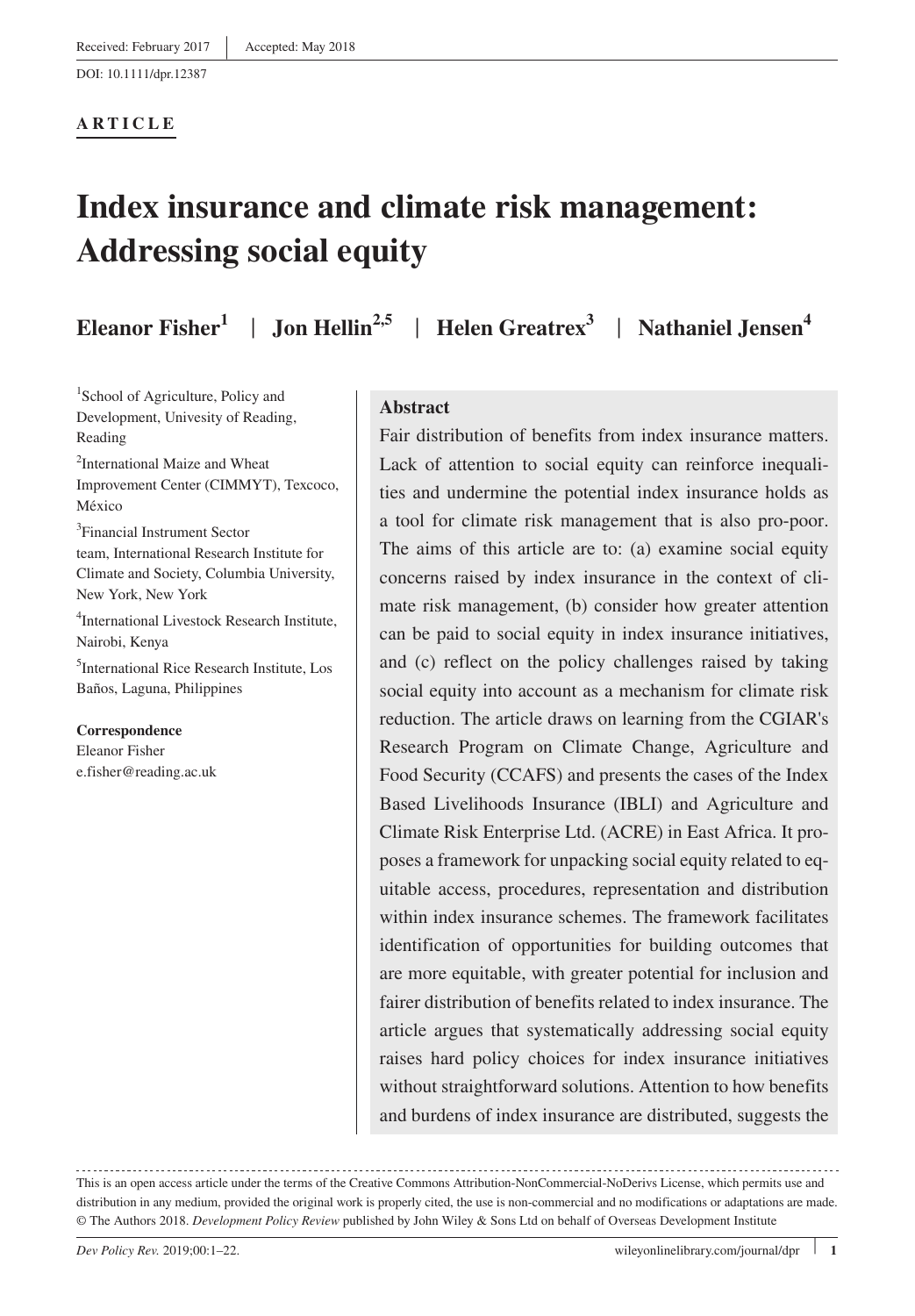ARTICLE

# Index insurance and climate risk management: Addressing social equity

**Eleanor Fisher**[1] | **Jon Hellin**[2,5] | **Helen Greatrex**[3] | **Nathaniel Jensen**[4]

[1]School of Agriculture, Policy and Development, Univesity of Reading, Reading

[2]International Maize and Wheat Improvement Center (CIMMYT), Texcoco, México

[3]Financial Instrument Sector team, International Research Institute for Climate and Society, Columbia University, New York, New York

[4]International Livestock Research Institute, Nairobi, Kenya

[5]International Rice Research Institute, Los Baños, Laguna, Philippines

**Correspondence**
Eleanor Fisher
e.fisher@reading.ac.uk

## Abstract

Fair distribution of benefits from index insurance matters. Lack of attention to social equity can reinforce inequalities and undermine the potential index insurance holds as a tool for climate risk management that is also pro-poor. The aims of this article are to: (a) examine social equity concerns raised by index insurance in the context of climate risk management, (b) consider how greater attention can be paid to social equity in index insurance initiatives, and (c) reflect on the policy challenges raised by taking social equity into account as a mechanism for climate risk reduction. The article draws on learning from the CGIAR's Research Program on Climate Change, Agriculture and Food Security (CCAFS) and presents the cases of the Index Based Livelihoods Insurance (IBLI) and Agriculture and Climate Risk Enterprise Ltd. (ACRE) in East Africa. It proposes a framework for unpacking social equity related to equitable access, procedures, representation and distribution within index insurance schemes. The framework facilitates identification of opportunities for building outcomes that are more equitable, with greater potential for inclusion and fairer distribution of benefits related to index insurance. The article argues that systematically addressing social equity raises hard policy choices for index insurance initiatives without straightforward solutions. Attention to how benefits and burdens of index insurance are distributed, suggests the

This is an open access article under the terms of the Creative Commons Attribution-NonCommercial-NoDerivs License, which permits use and distribution in any medium, provided the original work is properly cited, the use is non-commercial and no modifications or adaptations are made.
© The Authors 2018. *Development Policy Review* published by John Wiley & Sons Ltd on behalf of Overseas Development Institute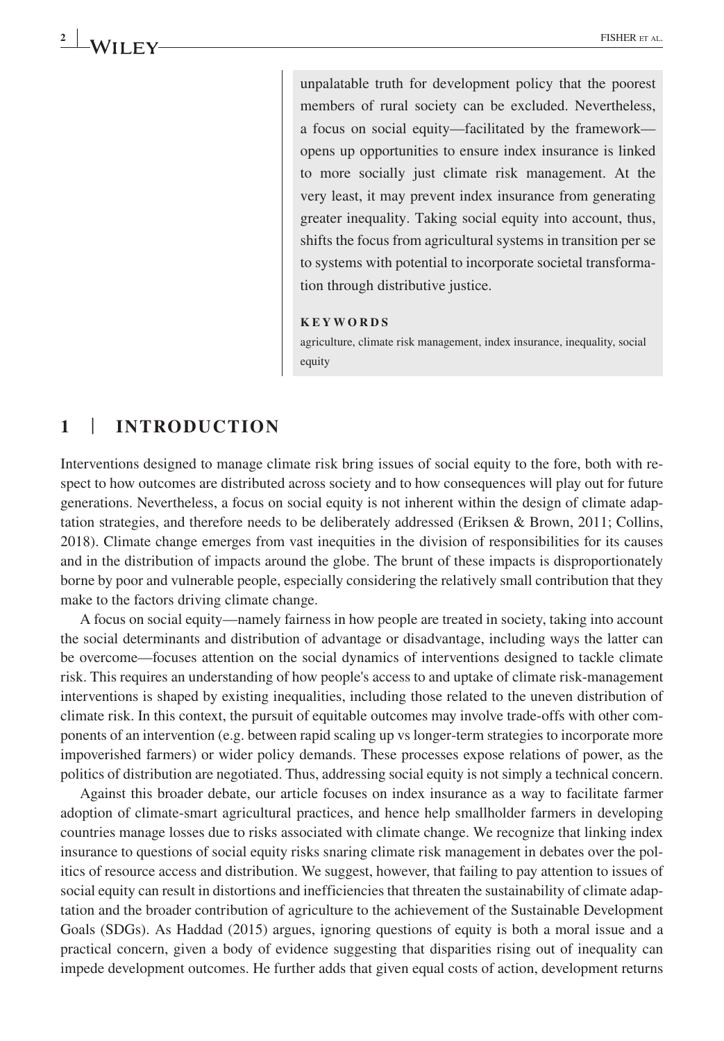unpalatable truth for development policy that the poorest members of rural society can be excluded. Nevertheless, a focus on social equity—facilitated by the framework—opens up opportunities to ensure index insurance is linked to more socially just climate risk management. At the very least, it may prevent index insurance from generating greater inequality. Taking social equity into account, thus, shifts the focus from agricultural systems in transition per se to systems with potential to incorporate societal transformation through distributive justice.

**KEYWORDS**

agriculture, climate risk management, index insurance, inequality, social equity

## 1 | INTRODUCTION

Interventions designed to manage climate risk bring issues of social equity to the fore, both with respect to how outcomes are distributed across society and to how consequences will play out for future generations. Nevertheless, a focus on social equity is not inherent within the design of climate adaptation strategies, and therefore needs to be deliberately addressed (Eriksen & Brown, 2011; Collins, 2018). Climate change emerges from vast inequities in the division of responsibilities for its causes and in the distribution of impacts around the globe. The brunt of these impacts is disproportionately borne by poor and vulnerable people, especially considering the relatively small contribution that they make to the factors driving climate change.

A focus on social equity—namely fairness in how people are treated in society, taking into account the social determinants and distribution of advantage or disadvantage, including ways the latter can be overcome—focuses attention on the social dynamics of interventions designed to tackle climate risk. This requires an understanding of how people's access to and uptake of climate risk-management interventions is shaped by existing inequalities, including those related to the uneven distribution of climate risk. In this context, the pursuit of equitable outcomes may involve trade-offs with other components of an intervention (e.g. between rapid scaling up vs longer-term strategies to incorporate more impoverished farmers) or wider policy demands. These processes expose relations of power, as the politics of distribution are negotiated. Thus, addressing social equity is not simply a technical concern.

Against this broader debate, our article focuses on index insurance as a way to facilitate farmer adoption of climate-smart agricultural practices, and hence help smallholder farmers in developing countries manage losses due to risks associated with climate change. We recognize that linking index insurance to questions of social equity risks snaring climate risk management in debates over the politics of resource access and distribution. We suggest, however, that failing to pay attention to issues of social equity can result in distortions and inefficiencies that threaten the sustainability of climate adaptation and the broader contribution of agriculture to the achievement of the Sustainable Development Goals (SDGs). As Haddad (2015) argues, ignoring questions of equity is both a moral issue and a practical concern, given a body of evidence suggesting that disparities rising out of inequality can impede development outcomes. He further adds that given equal costs of action, development returns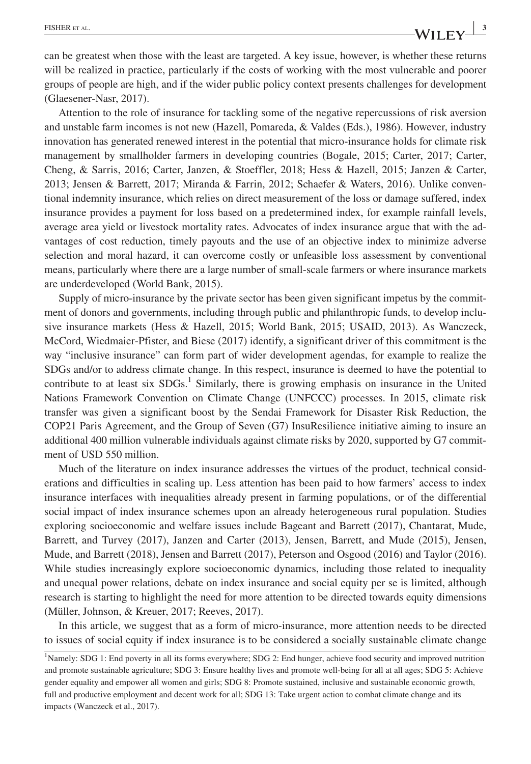can be greatest when those with the least are targeted. A key issue, however, is whether these returns will be realized in practice, particularly if the costs of working with the most vulnerable and poorer groups of people are high, and if the wider public policy context presents challenges for development (Glaesener-Nasr, 2017).

Attention to the role of insurance for tackling some of the negative repercussions of risk aversion and unstable farm incomes is not new (Hazell, Pomareda, & Valdes (Eds.), 1986). However, industry innovation has generated renewed interest in the potential that micro-insurance holds for climate risk management by smallholder farmers in developing countries (Bogale, 2015; Carter, 2017; Carter, Cheng, & Sarris, 2016; Carter, Janzen, & Stoeffler, 2018; Hess & Hazell, 2015; Janzen & Carter, 2013; Jensen & Barrett, 2017; Miranda & Farrin, 2012; Schaefer & Waters, 2016). Unlike conventional indemnity insurance, which relies on direct measurement of the loss or damage suffered, index insurance provides a payment for loss based on a predetermined index, for example rainfall levels, average area yield or livestock mortality rates. Advocates of index insurance argue that with the advantages of cost reduction, timely payouts and the use of an objective index to minimize adverse selection and moral hazard, it can overcome costly or unfeasible loss assessment by conventional means, particularly where there are a large number of small-scale farmers or where insurance markets are underdeveloped (World Bank, 2015).

Supply of micro-insurance by the private sector has been given significant impetus by the commitment of donors and governments, including through public and philanthropic funds, to develop inclusive insurance markets (Hess & Hazell, 2015; World Bank, 2015; USAID, 2013). As Wanczeck, McCord, Wiedmaier-Pfister, and Biese (2017) identify, a significant driver of this commitment is the way "inclusive insurance" can form part of wider development agendas, for example to realize the SDGs and/or to address climate change. In this respect, insurance is deemed to have the potential to contribute to at least six SDGs.[1] Similarly, there is growing emphasis on insurance in the United Nations Framework Convention on Climate Change (UNFCCC) processes. In 2015, climate risk transfer was given a significant boost by the Sendai Framework for Disaster Risk Reduction, the COP21 Paris Agreement, and the Group of Seven (G7) InsuResilience initiative aiming to insure an additional 400 million vulnerable individuals against climate risks by 2020, supported by G7 commitment of USD 550 million.

Much of the literature on index insurance addresses the virtues of the product, technical considerations and difficulties in scaling up. Less attention has been paid to how farmers' access to index insurance interfaces with inequalities already present in farming populations, or of the differential social impact of index insurance schemes upon an already heterogeneous rural population. Studies exploring socioeconomic and welfare issues include Bageant and Barrett (2017), Chantarat, Mude, Barrett, and Turvey (2017), Janzen and Carter (2013), Jensen, Barrett, and Mude (2015), Jensen, Mude, and Barrett (2018), Jensen and Barrett (2017), Peterson and Osgood (2016) and Taylor (2016). While studies increasingly explore socioeconomic dynamics, including those related to inequality and unequal power relations, debate on index insurance and social equity per se is limited, although research is starting to highlight the need for more attention to be directed towards equity dimensions (Müller, Johnson, & Kreuer, 2017; Reeves, 2017).

In this article, we suggest that as a form of micro-insurance, more attention needs to be directed to issues of social equity if index insurance is to be considered a socially sustainable climate change

[1] Namely: SDG 1: End poverty in all its forms everywhere; SDG 2: End hunger, achieve food security and improved nutrition and promote sustainable agriculture; SDG 3: Ensure healthy lives and promote well-being for all at all ages; SDG 5: Achieve gender equality and empower all women and girls; SDG 8: Promote sustained, inclusive and sustainable economic growth, full and productive employment and decent work for all; SDG 13: Take urgent action to combat climate change and its impacts (Wanczeck et al., 2017).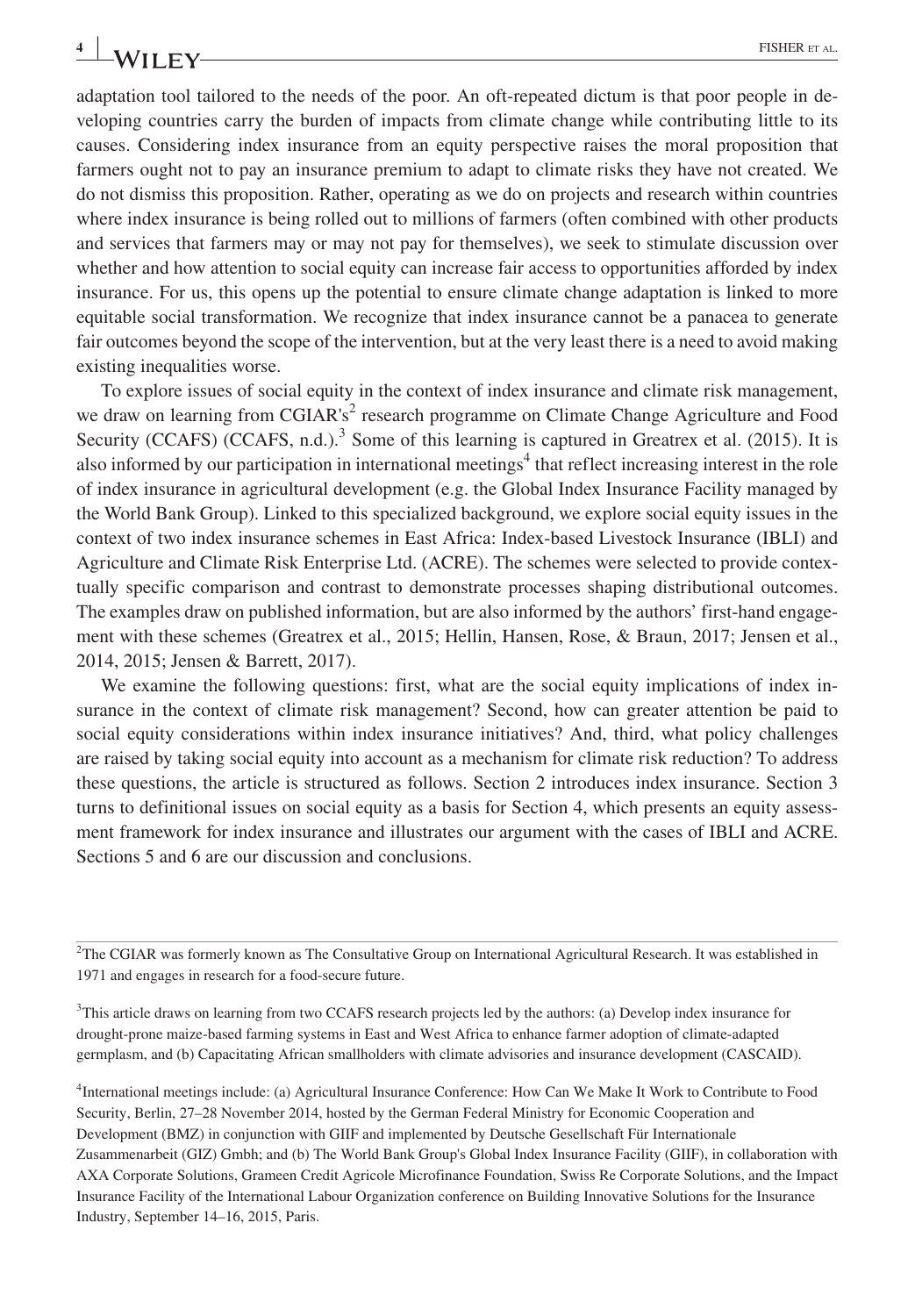adaptation tool tailored to the needs of the poor. An oft-repeated dictum is that poor people in developing countries carry the burden of impacts from climate change while contributing little to its causes. Considering index insurance from an equity perspective raises the moral proposition that farmers ought not to pay an insurance premium to adapt to climate risks they have not created. We do not dismiss this proposition. Rather, operating as we do on projects and research within countries where index insurance is being rolled out to millions of farmers (often combined with other products and services that farmers may or may not pay for themselves), we seek to stimulate discussion over whether and how attention to social equity can increase fair access to opportunities afforded by index insurance. For us, this opens up the potential to ensure climate change adaptation is linked to more equitable social transformation. We recognize that index insurance cannot be a panacea to generate fair outcomes beyond the scope of the intervention, but at the very least there is a need to avoid making existing inequalities worse.

To explore issues of social equity in the context of index insurance and climate risk management, we draw on learning from CGIAR's[2] research programme on Climate Change Agriculture and Food Security (CCAFS) (CCAFS, n.d.).[3] Some of this learning is captured in Greatrex et al. (2015). It is also informed by our participation in international meetings[4] that reflect increasing interest in the role of index insurance in agricultural development (e.g. the Global Index Insurance Facility managed by the World Bank Group). Linked to this specialized background, we explore social equity issues in the context of two index insurance schemes in East Africa: Index-based Livestock Insurance (IBLI) and Agriculture and Climate Risk Enterprise Ltd. (ACRE). The schemes were selected to provide contextually specific comparison and contrast to demonstrate processes shaping distributional outcomes. The examples draw on published information, but are also informed by the authors' first-hand engagement with these schemes (Greatrex et al., 2015; Hellin, Hansen, Rose, & Braun, 2017; Jensen et al., 2014, 2015; Jensen & Barrett, 2017).

We examine the following questions: first, what are the social equity implications of index insurance in the context of climate risk management? Second, how can greater attention be paid to social equity considerations within index insurance initiatives? And, third, what policy challenges are raised by taking social equity into account as a mechanism for climate risk reduction? To address these questions, the article is structured as follows. Section 2 introduces index insurance. Section 3 turns to definitional issues on social equity as a basis for Section 4, which presents an equity assessment framework for index insurance and illustrates our argument with the cases of IBLI and ACRE. Sections 5 and 6 are our discussion and conclusions.

---

[2]The CGIAR was formerly known as The Consultative Group on International Agricultural Research. It was established in 1971 and engages in research for a food-secure future.

[3]This article draws on learning from two CCAFS research projects led by the authors: (a) Develop index insurance for drought-prone maize-based farming systems in East and West Africa to enhance farmer adoption of climate-adapted germplasm, and (b) Capacitating African smallholders with climate advisories and insurance development (CASCAID).

[4]International meetings include: (a) Agricultural Insurance Conference: How Can We Make It Work to Contribute to Food Security, Berlin, 27–28 November 2014, hosted by the German Federal Ministry for Economic Cooperation and Development (BMZ) in conjunction with GIIF and implemented by Deutsche Gesellschaft Für Internationale Zusammenarbeit (GIZ) Gmbh; and (b) The World Bank Group's Global Index Insurance Facility (GIIF), in collaboration with AXA Corporate Solutions, Grameen Credit Agricole Microfinance Foundation, Swiss Re Corporate Solutions, and the Impact Insurance Facility of the International Labour Organization conference on Building Innovative Solutions for the Insurance Industry, September 14–16, 2015, Paris.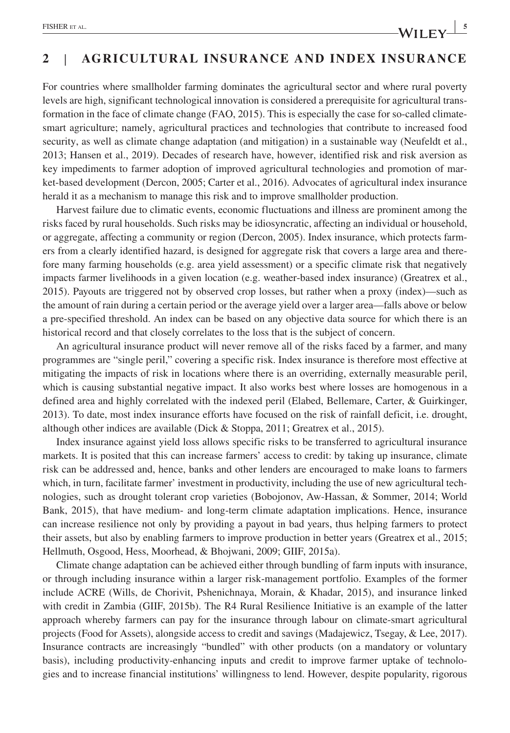## 2 | AGRICULTURAL INSURANCE AND INDEX INSURANCE

For countries where smallholder farming dominates the agricultural sector and where rural poverty levels are high, significant technological innovation is considered a prerequisite for agricultural transformation in the face of climate change (FAO, 2015). This is especially the case for so-called climate-smart agriculture; namely, agricultural practices and technologies that contribute to increased food security, as well as climate change adaptation (and mitigation) in a sustainable way (Neufeldt et al., 2013; Hansen et al., 2019). Decades of research have, however, identified risk and risk aversion as key impediments to farmer adoption of improved agricultural technologies and promotion of market-based development (Dercon, 2005; Carter et al., 2016). Advocates of agricultural index insurance herald it as a mechanism to manage this risk and to improve smallholder production.

Harvest failure due to climatic events, economic fluctuations and illness are prominent among the risks faced by rural households. Such risks may be idiosyncratic, affecting an individual or household, or aggregate, affecting a community or region (Dercon, 2005). Index insurance, which protects farmers from a clearly identified hazard, is designed for aggregate risk that covers a large area and therefore many farming households (e.g. area yield assessment) or a specific climate risk that negatively impacts farmer livelihoods in a given location (e.g. weather-based index insurance) (Greatrex et al., 2015). Payouts are triggered not by observed crop losses, but rather when a proxy (index)—such as the amount of rain during a certain period or the average yield over a larger area—falls above or below a pre-specified threshold. An index can be based on any objective data source for which there is an historical record and that closely correlates to the loss that is the subject of concern.

An agricultural insurance product will never remove all of the risks faced by a farmer, and many programmes are "single peril," covering a specific risk. Index insurance is therefore most effective at mitigating the impacts of risk in locations where there is an overriding, externally measurable peril, which is causing substantial negative impact. It also works best where losses are homogenous in a defined area and highly correlated with the indexed peril (Elabed, Bellemare, Carter, & Guirkinger, 2013). To date, most index insurance efforts have focused on the risk of rainfall deficit, i.e. drought, although other indices are available (Dick & Stoppa, 2011; Greatrex et al., 2015).

Index insurance against yield loss allows specific risks to be transferred to agricultural insurance markets. It is posited that this can increase farmers' access to credit: by taking up insurance, climate risk can be addressed and, hence, banks and other lenders are encouraged to make loans to farmers which, in turn, facilitate farmer' investment in productivity, including the use of new agricultural technologies, such as drought tolerant crop varieties (Bobojonov, Aw-Hassan, & Sommer, 2014; World Bank, 2015), that have medium- and long-term climate adaptation implications. Hence, insurance can increase resilience not only by providing a payout in bad years, thus helping farmers to protect their assets, but also by enabling farmers to improve production in better years (Greatrex et al., 2015; Hellmuth, Osgood, Hess, Moorhead, & Bhojwani, 2009; GIIF, 2015a).

Climate change adaptation can be achieved either through bundling of farm inputs with insurance, or through including insurance within a larger risk-management portfolio. Examples of the former include ACRE (Wills, de Chorivit, Pshenichnaya, Morain, & Khadar, 2015), and insurance linked with credit in Zambia (GIIF, 2015b). The R4 Rural Resilience Initiative is an example of the latter approach whereby farmers can pay for the insurance through labour on climate-smart agricultural projects (Food for Assets), alongside access to credit and savings (Madajewicz, Tsegay, & Lee, 2017). Insurance contracts are increasingly "bundled" with other products (on a mandatory or voluntary basis), including productivity-enhancing inputs and credit to improve farmer uptake of technologies and to increase financial institutions' willingness to lend. However, despite popularity, rigorous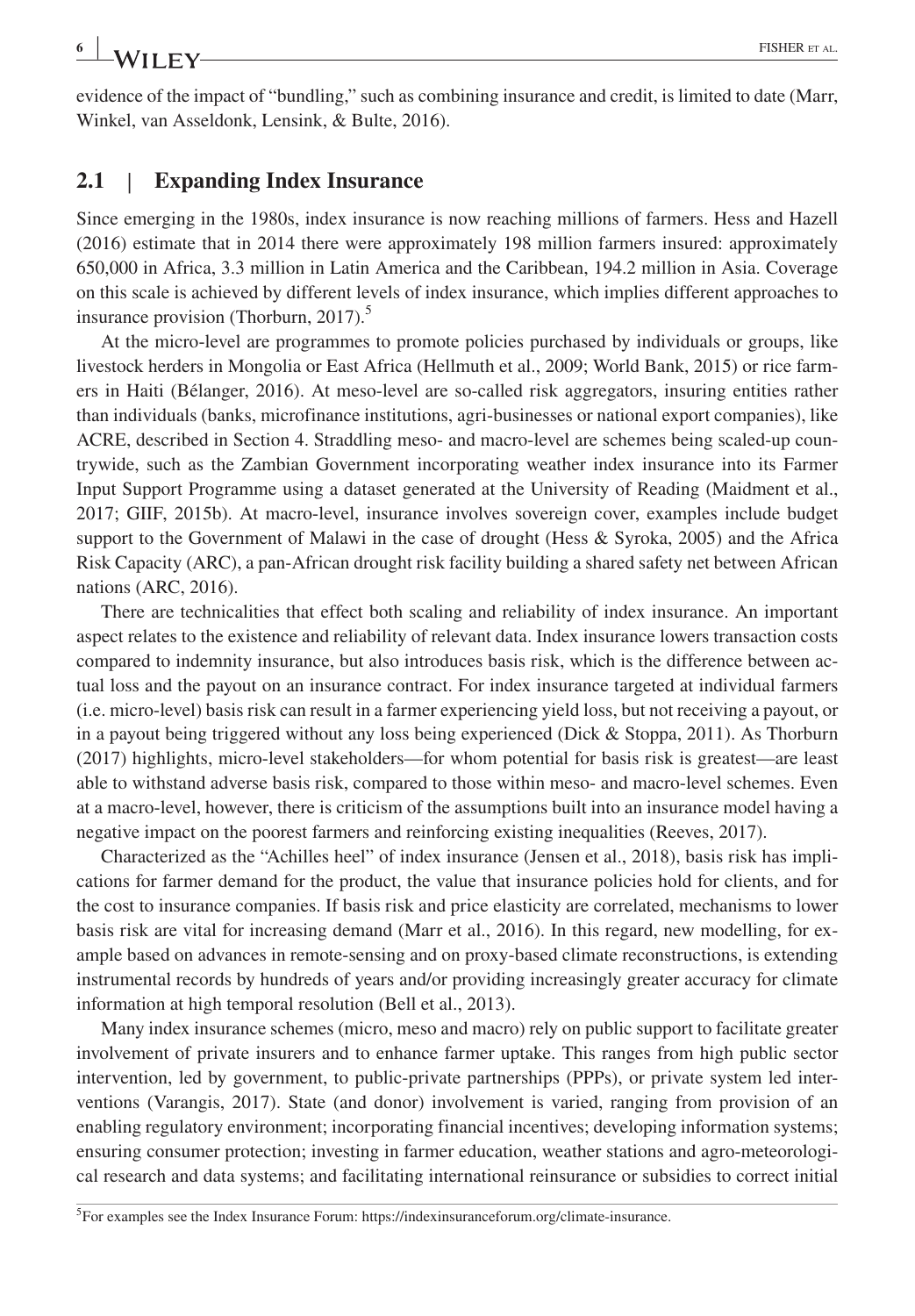evidence of the impact of "bundling," such as combining insurance and credit, is limited to date (Marr, Winkel, van Asseldonk, Lensink, & Bulte, 2016).

## 2.1 | Expanding Index Insurance

Since emerging in the 1980s, index insurance is now reaching millions of farmers. Hess and Hazell (2016) estimate that in 2014 there were approximately 198 million farmers insured: approximately 650,000 in Africa, 3.3 million in Latin America and the Caribbean, 194.2 million in Asia. Coverage on this scale is achieved by different levels of index insurance, which implies different approaches to insurance provision (Thorburn, 2017).[5]

At the micro-level are programmes to promote policies purchased by individuals or groups, like livestock herders in Mongolia or East Africa (Hellmuth et al., 2009; World Bank, 2015) or rice farmers in Haiti (Bélanger, 2016). At meso-level are so-called risk aggregators, insuring entities rather than individuals (banks, microfinance institutions, agri-businesses or national export companies), like ACRE, described in Section 4. Straddling meso- and macro-level are schemes being scaled-up countrywide, such as the Zambian Government incorporating weather index insurance into its Farmer Input Support Programme using a dataset generated at the University of Reading (Maidment et al., 2017; GIIF, 2015b). At macro-level, insurance involves sovereign cover, examples include budget support to the Government of Malawi in the case of drought (Hess & Syroka, 2005) and the Africa Risk Capacity (ARC), a pan-African drought risk facility building a shared safety net between African nations (ARC, 2016).

There are technicalities that effect both scaling and reliability of index insurance. An important aspect relates to the existence and reliability of relevant data. Index insurance lowers transaction costs compared to indemnity insurance, but also introduces basis risk, which is the difference between actual loss and the payout on an insurance contract. For index insurance targeted at individual farmers (i.e. micro-level) basis risk can result in a farmer experiencing yield loss, but not receiving a payout, or in a payout being triggered without any loss being experienced (Dick & Stoppa, 2011). As Thorburn (2017) highlights, micro-level stakeholders—for whom potential for basis risk is greatest—are least able to withstand adverse basis risk, compared to those within meso- and macro-level schemes. Even at a macro-level, however, there is criticism of the assumptions built into an insurance model having a negative impact on the poorest farmers and reinforcing existing inequalities (Reeves, 2017).

Characterized as the "Achilles heel" of index insurance (Jensen et al., 2018), basis risk has implications for farmer demand for the product, the value that insurance policies hold for clients, and for the cost to insurance companies. If basis risk and price elasticity are correlated, mechanisms to lower basis risk are vital for increasing demand (Marr et al., 2016). In this regard, new modelling, for example based on advances in remote-sensing and on proxy-based climate reconstructions, is extending instrumental records by hundreds of years and/or providing increasingly greater accuracy for climate information at high temporal resolution (Bell et al., 2013).

Many index insurance schemes (micro, meso and macro) rely on public support to facilitate greater involvement of private insurers and to enhance farmer uptake. This ranges from high public sector intervention, led by government, to public-private partnerships (PPPs), or private system led interventions (Varangis, 2017). State (and donor) involvement is varied, ranging from provision of an enabling regulatory environment; incorporating financial incentives; developing information systems; ensuring consumer protection; investing in farmer education, weather stations and agro-meteorological research and data systems; and facilitating international reinsurance or subsidies to correct initial

[5]For examples see the Index Insurance Forum: https://indexinsuranceforum.org/climate-insurance.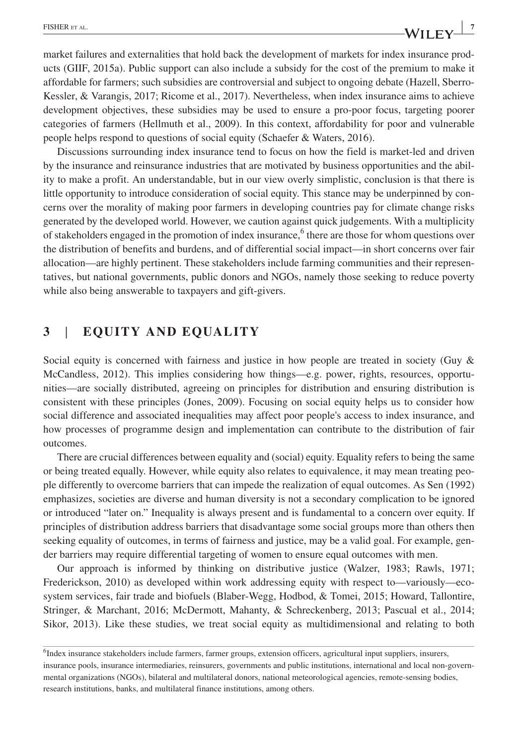market failures and externalities that hold back the development of markets for index insurance products (GIIF, 2015a). Public support can also include a subsidy for the cost of the premium to make it affordable for farmers; such subsidies are controversial and subject to ongoing debate (Hazell, Sberro-Kessler, & Varangis, 2017; Ricome et al., 2017). Nevertheless, when index insurance aims to achieve development objectives, these subsidies may be used to ensure a pro-poor focus, targeting poorer categories of farmers (Hellmuth et al., 2009). In this context, affordability for poor and vulnerable people helps respond to questions of social equity (Schaefer & Waters, 2016).

Discussions surrounding index insurance tend to focus on how the field is market-led and driven by the insurance and reinsurance industries that are motivated by business opportunities and the ability to make a profit. An understandable, but in our view overly simplistic, conclusion is that there is little opportunity to introduce consideration of social equity. This stance may be underpinned by concerns over the morality of making poor farmers in developing countries pay for climate change risks generated by the developed world. However, we caution against quick judgements. With a multiplicity of stakeholders engaged in the promotion of index insurance,[6] there are those for whom questions over the distribution of benefits and burdens, and of differential social impact—in short concerns over fair allocation—are highly pertinent. These stakeholders include farming communities and their representatives, but national governments, public donors and NGOs, namely those seeking to reduce poverty while also being answerable to taxpayers and gift-givers.

## 3 | EQUITY AND EQUALITY

Social equity is concerned with fairness and justice in how people are treated in society (Guy & McCandless, 2012). This implies considering how things—e.g. power, rights, resources, opportunities—are socially distributed, agreeing on principles for distribution and ensuring distribution is consistent with these principles (Jones, 2009). Focusing on social equity helps us to consider how social difference and associated inequalities may affect poor people's access to index insurance, and how processes of programme design and implementation can contribute to the distribution of fair outcomes.

There are crucial differences between equality and (social) equity. Equality refers to being the same or being treated equally. However, while equity also relates to equivalence, it may mean treating people differently to overcome barriers that can impede the realization of equal outcomes. As Sen (1992) emphasizes, societies are diverse and human diversity is not a secondary complication to be ignored or introduced "later on." Inequality is always present and is fundamental to a concern over equity. If principles of distribution address barriers that disadvantage some social groups more than others then seeking equality of outcomes, in terms of fairness and justice, may be a valid goal. For example, gender barriers may require differential targeting of women to ensure equal outcomes with men.

Our approach is informed by thinking on distributive justice (Walzer, 1983; Rawls, 1971; Frederickson, 2010) as developed within work addressing equity with respect to—variously—ecosystem services, fair trade and biofuels (Blaber-Wegg, Hodbod, & Tomei, 2015; Howard, Tallontire, Stringer, & Marchant, 2016; McDermott, Mahanty, & Schreckenberg, 2013; Pascual et al., 2014; Sikor, 2013). Like these studies, we treat social equity as multidimensional and relating to both

[6]Index insurance stakeholders include farmers, farmer groups, extension officers, agricultural input suppliers, insurers, insurance pools, insurance intermediaries, reinsurers, governments and public institutions, international and local non-governmental organizations (NGOs), bilateral and multilateral donors, national meteorological agencies, remote-sensing bodies, research institutions, banks, and multilateral finance institutions, among others.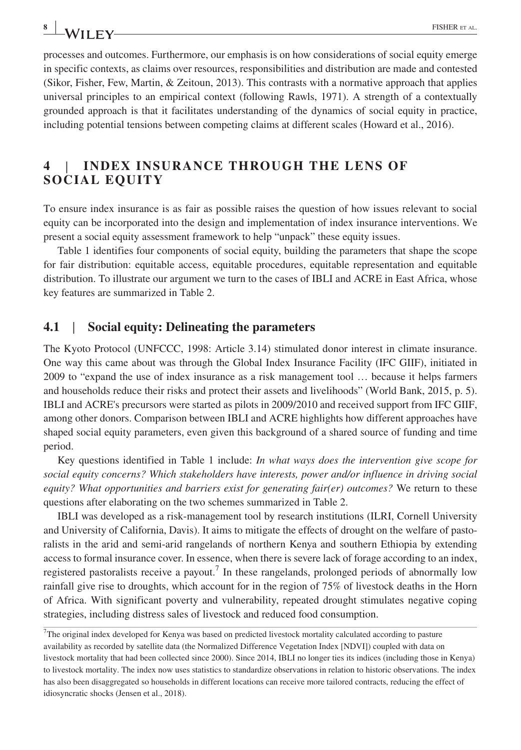processes and outcomes. Furthermore, our emphasis is on how considerations of social equity emerge in specific contexts, as claims over resources, responsibilities and distribution are made and contested (Sikor, Fisher, Few, Martin, & Zeitoun, 2013). This contrasts with a normative approach that applies universal principles to an empirical context (following Rawls, 1971). A strength of a contextually grounded approach is that it facilitates understanding of the dynamics of social equity in practice, including potential tensions between competing claims at different scales (Howard et al., 2016).

## 4 | INDEX INSURANCE THROUGH THE LENS OF SOCIAL EQUITY

To ensure index insurance is as fair as possible raises the question of how issues relevant to social equity can be incorporated into the design and implementation of index insurance interventions. We present a social equity assessment framework to help "unpack" these equity issues.

Table 1 identifies four components of social equity, building the parameters that shape the scope for fair distribution: equitable access, equitable procedures, equitable representation and equitable distribution. To illustrate our argument we turn to the cases of IBLI and ACRE in East Africa, whose key features are summarized in Table 2.

### 4.1 | Social equity: Delineating the parameters

The Kyoto Protocol (UNFCCC, 1998: Article 3.14) stimulated donor interest in climate insurance. One way this came about was through the Global Index Insurance Facility (IFC GIIF), initiated in 2009 to "expand the use of index insurance as a risk management tool … because it helps farmers and households reduce their risks and protect their assets and livelihoods" (World Bank, 2015, p. 5). IBLI and ACRE's precursors were started as pilots in 2009/2010 and received support from IFC GIIF, among other donors. Comparison between IBLI and ACRE highlights how different approaches have shaped social equity parameters, even given this background of a shared source of funding and time period.

Key questions identified in Table 1 include: *In what ways does the intervention give scope for social equity concerns? Which stakeholders have interests, power and/or influence in driving social equity? What opportunities and barriers exist for generating fair(er) outcomes?* We return to these questions after elaborating on the two schemes summarized in Table 2.

IBLI was developed as a risk-management tool by research institutions (ILRI, Cornell University and University of California, Davis). It aims to mitigate the effects of drought on the welfare of pastoralists in the arid and semi-arid rangelands of northern Kenya and southern Ethiopia by extending access to formal insurance cover. In essence, when there is severe lack of forage according to an index, registered pastoralists receive a payout.[7] In these rangelands, prolonged periods of abnormally low rainfall give rise to droughts, which account for in the region of 75% of livestock deaths in the Horn of Africa. With significant poverty and vulnerability, repeated drought stimulates negative coping strategies, including distress sales of livestock and reduced food consumption.

[7]The original index developed for Kenya was based on predicted livestock mortality calculated according to pasture availability as recorded by satellite data (the Normalized Difference Vegetation Index [NDVI]) coupled with data on livestock mortality that had been collected since 2000). Since 2014, IBLI no longer ties its indices (including those in Kenya) to livestock mortality. The index now uses statistics to standardize observations in relation to historic observations. The index has also been disaggregated so households in different locations can receive more tailored contracts, reducing the effect of idiosyncratic shocks (Jensen et al., 2018).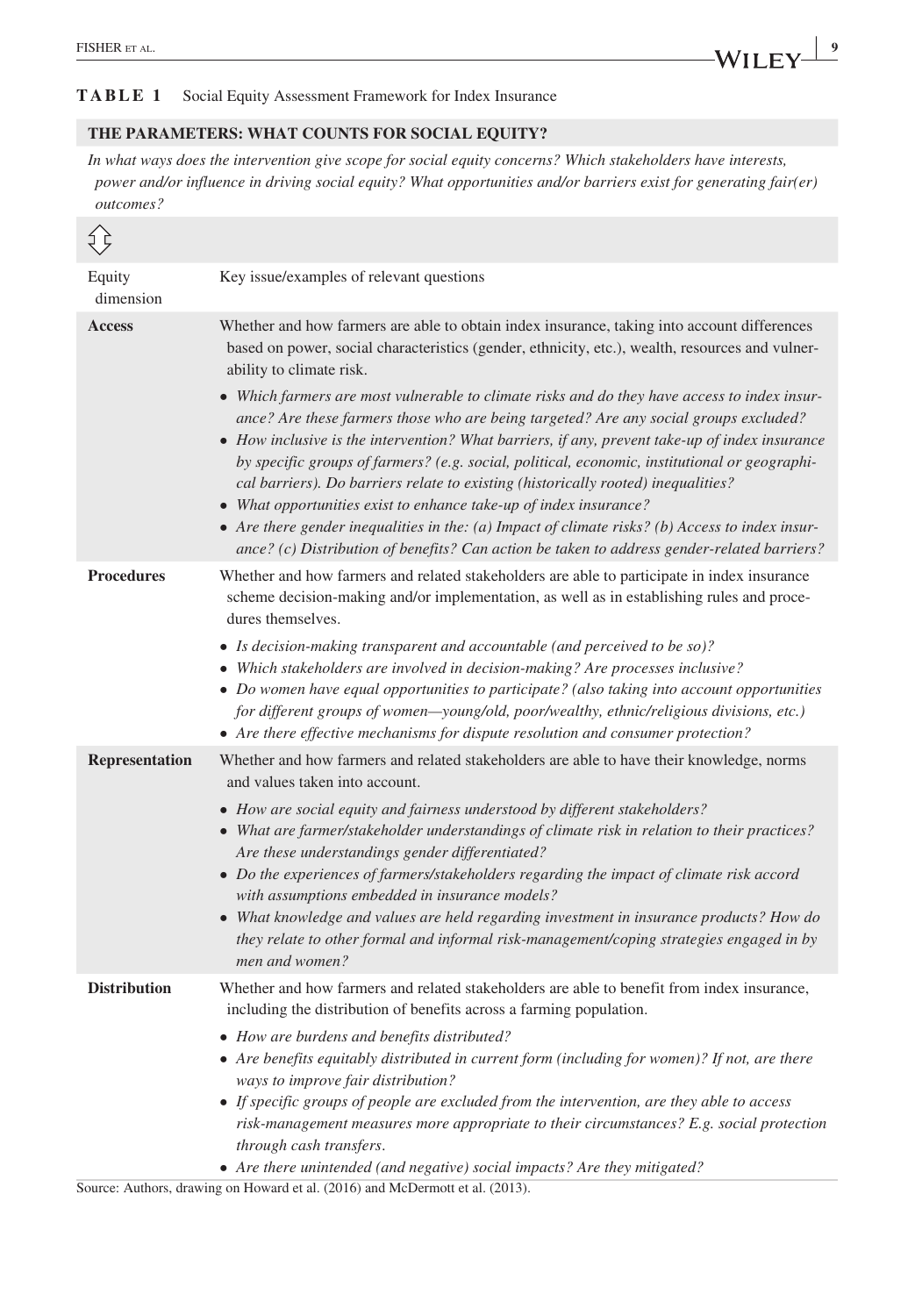**TABLE 1** Social Equity Assessment Framework for Index Insurance

**THE PARAMETERS: WHAT COUNTS FOR SOCIAL EQUITY?**

*In what ways does the intervention give scope for social equity concerns? Which stakeholders have interests, power and/or influence in driving social equity? What opportunities and/or barriers exist for generating fair(er) outcomes?*

⇳

| Equity dimension | Key issue/examples of relevant questions |
|---|---|
| **Access** | Whether and how farmers are able to obtain index insurance, taking into account differences based on power, social characteristics (gender, ethnicity, etc.), wealth, resources and vulnerability to climate risk.<br>• *Which farmers are most vulnerable to climate risks and do they have access to index insurance? Are these farmers those who are being targeted? Are any social groups excluded?*<br>• *How inclusive is the intervention? What barriers, if any, prevent take-up of index insurance by specific groups of farmers? (e.g. social, political, economic, institutional or geographical barriers). Do barriers relate to existing (historically rooted) inequalities?*<br>• *What opportunities exist to enhance take-up of index insurance?*<br>• *Are there gender inequalities in the: (a) Impact of climate risks? (b) Access to index insurance? (c) Distribution of benefits? Can action be taken to address gender-related barriers?* |
| **Procedures** | Whether and how farmers and related stakeholders are able to participate in index insurance scheme decision-making and/or implementation, as well as in establishing rules and procedures themselves.<br>• *Is decision-making transparent and accountable (and perceived to be so)?*<br>• *Which stakeholders are involved in decision-making? Are processes inclusive?*<br>• *Do women have equal opportunities to participate? (also taking into account opportunities for different groups of women—young/old, poor/wealthy, ethnic/religious divisions, etc.)*<br>• *Are there effective mechanisms for dispute resolution and consumer protection?* |
| **Representation** | Whether and how farmers and related stakeholders are able to have their knowledge, norms and values taken into account.<br>• *How are social equity and fairness understood by different stakeholders?*<br>• *What are farmer/stakeholder understandings of climate risk in relation to their practices? Are these understandings gender differentiated?*<br>• *Do the experiences of farmers/stakeholders regarding the impact of climate risk accord with assumptions embedded in insurance models?*<br>• *What knowledge and values are held regarding investment in insurance products? How do they relate to other formal and informal risk-management/coping strategies engaged in by men and women?* |
| **Distribution** | Whether and how farmers and related stakeholders are able to benefit from index insurance, including the distribution of benefits across a farming population.<br>• *How are burdens and benefits distributed?*<br>• *Are benefits equitably distributed in current form (including for women)? If not, are there ways to improve fair distribution?*<br>• *If specific groups of people are excluded from the intervention, are they able to access risk-management measures more appropriate to their circumstances? E.g. social protection through cash transfers.*<br>• *Are there unintended (and negative) social impacts? Are they mitigated?* |

Source: Authors, drawing on Howard et al. (2016) and McDermott et al. (2013).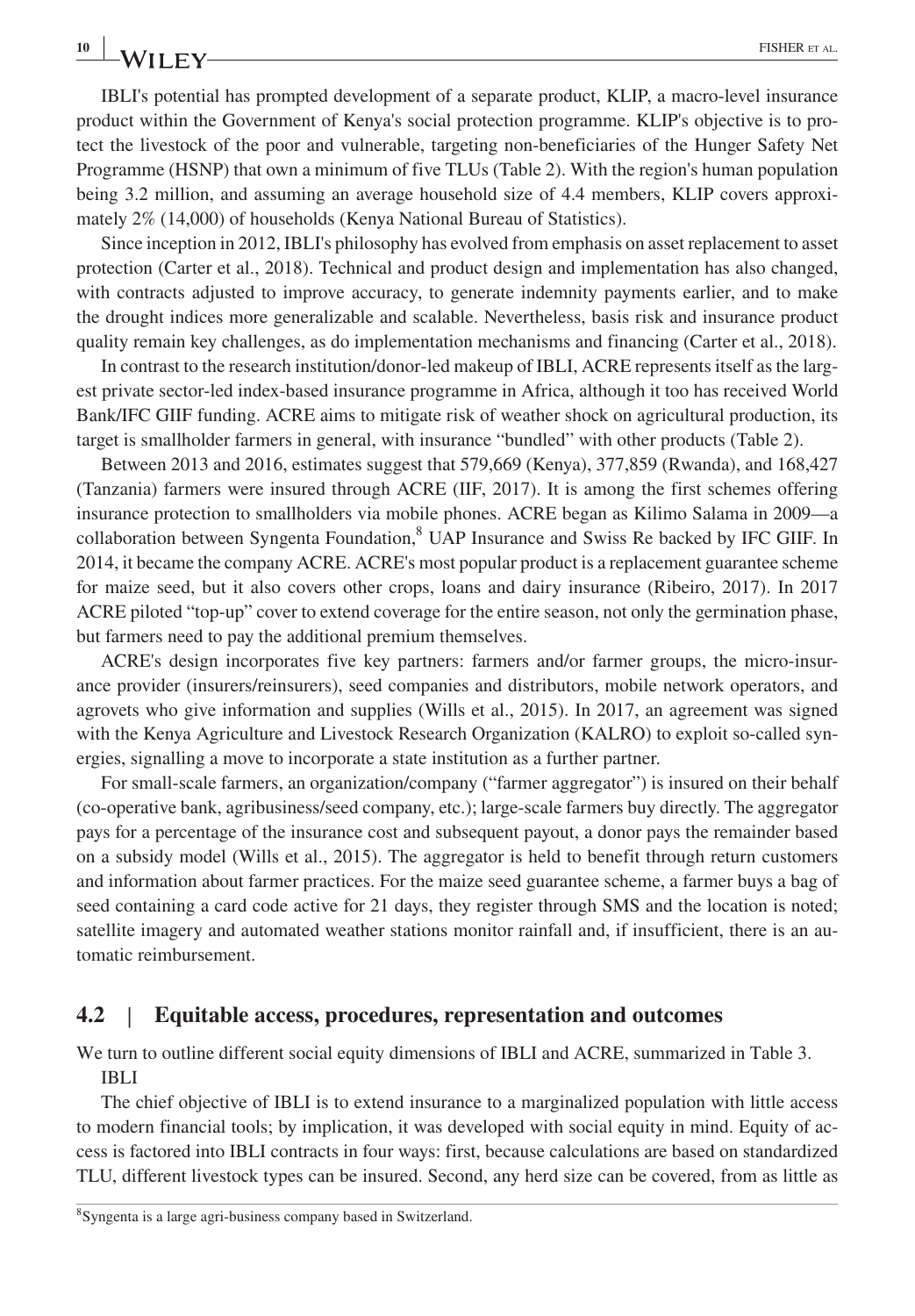IBLI's potential has prompted development of a separate product, KLIP, a macro-level insurance product within the Government of Kenya's social protection programme. KLIP's objective is to protect the livestock of the poor and vulnerable, targeting non-beneficiaries of the Hunger Safety Net Programme (HSNP) that own a minimum of five TLUs (Table 2). With the region's human population being 3.2 million, and assuming an average household size of 4.4 members, KLIP covers approximately 2% (14,000) of households (Kenya National Bureau of Statistics).

Since inception in 2012, IBLI's philosophy has evolved from emphasis on asset replacement to asset protection (Carter et al., 2018). Technical and product design and implementation has also changed, with contracts adjusted to improve accuracy, to generate indemnity payments earlier, and to make the drought indices more generalizable and scalable. Nevertheless, basis risk and insurance product quality remain key challenges, as do implementation mechanisms and financing (Carter et al., 2018).

In contrast to the research institution/donor-led makeup of IBLI, ACRE represents itself as the largest private sector-led index-based insurance programme in Africa, although it too has received World Bank/IFC GIIF funding. ACRE aims to mitigate risk of weather shock on agricultural production, its target is smallholder farmers in general, with insurance "bundled" with other products (Table 2).

Between 2013 and 2016, estimates suggest that 579,669 (Kenya), 377,859 (Rwanda), and 168,427 (Tanzania) farmers were insured through ACRE (IIF, 2017). It is among the first schemes offering insurance protection to smallholders via mobile phones. ACRE began as Kilimo Salama in 2009—a collaboration between Syngenta Foundation,[8] UAP Insurance and Swiss Re backed by IFC GIIF. In 2014, it became the company ACRE. ACRE's most popular product is a replacement guarantee scheme for maize seed, but it also covers other crops, loans and dairy insurance (Ribeiro, 2017). In 2017 ACRE piloted "top-up" cover to extend coverage for the entire season, not only the germination phase, but farmers need to pay the additional premium themselves.

ACRE's design incorporates five key partners: farmers and/or farmer groups, the micro-insurance provider (insurers/reinsurers), seed companies and distributors, mobile network operators, and agrovets who give information and supplies (Wills et al., 2015). In 2017, an agreement was signed with the Kenya Agriculture and Livestock Research Organization (KALRO) to exploit so-called synergies, signalling a move to incorporate a state institution as a further partner.

For small-scale farmers, an organization/company ("farmer aggregator") is insured on their behalf (co-operative bank, agribusiness/seed company, etc.); large-scale farmers buy directly. The aggregator pays for a percentage of the insurance cost and subsequent payout, a donor pays the remainder based on a subsidy model (Wills et al., 2015). The aggregator is held to benefit through return customers and information about farmer practices. For the maize seed guarantee scheme, a farmer buys a bag of seed containing a card code active for 21 days, they register through SMS and the location is noted; satellite imagery and automated weather stations monitor rainfall and, if insufficient, there is an automatic reimbursement.

## 4.2 | Equitable access, procedures, representation and outcomes

We turn to outline different social equity dimensions of IBLI and ACRE, summarized in Table 3.

IBLI

The chief objective of IBLI is to extend insurance to a marginalized population with little access to modern financial tools; by implication, it was developed with social equity in mind. Equity of access is factored into IBLI contracts in four ways: first, because calculations are based on standardized TLU, different livestock types can be insured. Second, any herd size can be covered, from as little as

[8] Syngenta is a large agri-business company based in Switzerland.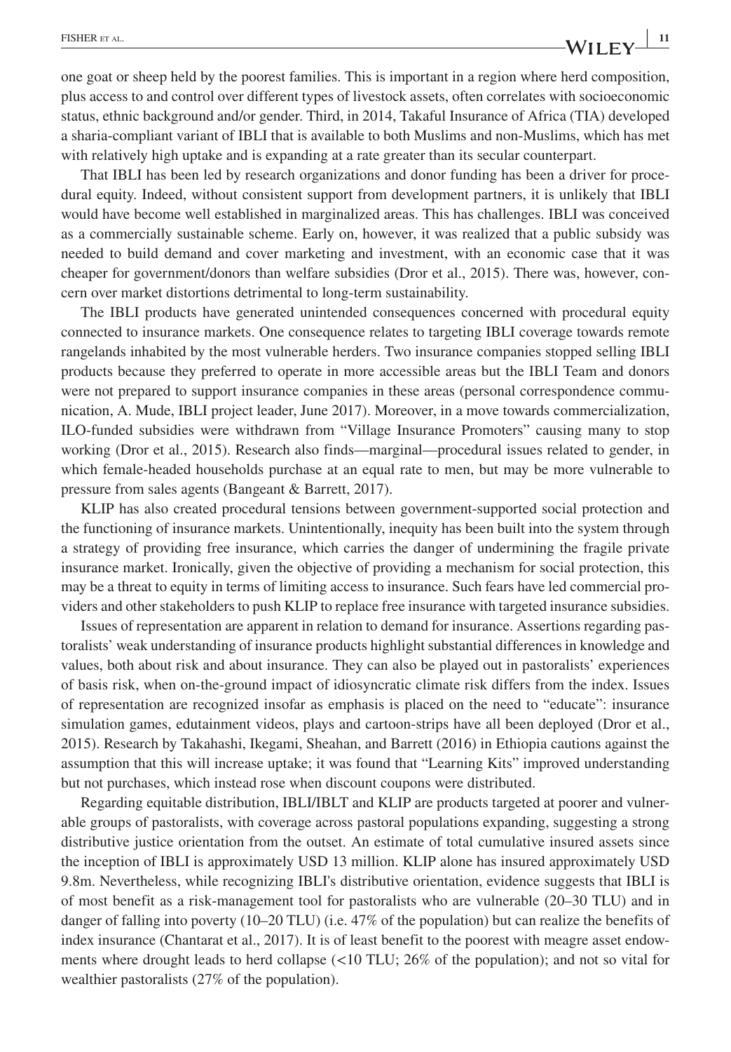one goat or sheep held by the poorest families. This is important in a region where herd composition, plus access to and control over different types of livestock assets, often correlates with socioeconomic status, ethnic background and/or gender. Third, in 2014, Takaful Insurance of Africa (TIA) developed a sharia-compliant variant of IBLI that is available to both Muslims and non-Muslims, which has met with relatively high uptake and is expanding at a rate greater than its secular counterpart.

That IBLI has been led by research organizations and donor funding has been a driver for procedural equity. Indeed, without consistent support from development partners, it is unlikely that IBLI would have become well established in marginalized areas. This has challenges. IBLI was conceived as a commercially sustainable scheme. Early on, however, it was realized that a public subsidy was needed to build demand and cover marketing and investment, with an economic case that it was cheaper for government/donors than welfare subsidies (Dror et al., 2015). There was, however, concern over market distortions detrimental to long-term sustainability.

The IBLI products have generated unintended consequences concerned with procedural equity connected to insurance markets. One consequence relates to targeting IBLI coverage towards remote rangelands inhabited by the most vulnerable herders. Two insurance companies stopped selling IBLI products because they preferred to operate in more accessible areas but the IBLI Team and donors were not prepared to support insurance companies in these areas (personal correspondence communication, A. Mude, IBLI project leader, June 2017). Moreover, in a move towards commercialization, ILO-funded subsidies were withdrawn from "Village Insurance Promoters" causing many to stop working (Dror et al., 2015). Research also finds—marginal—procedural issues related to gender, in which female-headed households purchase at an equal rate to men, but may be more vulnerable to pressure from sales agents (Bangeant & Barrett, 2017).

KLIP has also created procedural tensions between government-supported social protection and the functioning of insurance markets. Unintentionally, inequity has been built into the system through a strategy of providing free insurance, which carries the danger of undermining the fragile private insurance market. Ironically, given the objective of providing a mechanism for social protection, this may be a threat to equity in terms of limiting access to insurance. Such fears have led commercial providers and other stakeholders to push KLIP to replace free insurance with targeted insurance subsidies.

Issues of representation are apparent in relation to demand for insurance. Assertions regarding pastoralists' weak understanding of insurance products highlight substantial differences in knowledge and values, both about risk and about insurance. They can also be played out in pastoralists' experiences of basis risk, when on-the-ground impact of idiosyncratic climate risk differs from the index. Issues of representation are recognized insofar as emphasis is placed on the need to "educate": insurance simulation games, edutainment videos, plays and cartoon-strips have all been deployed (Dror et al., 2015). Research by Takahashi, Ikegami, Sheahan, and Barrett (2016) in Ethiopia cautions against the assumption that this will increase uptake; it was found that "Learning Kits" improved understanding but not purchases, which instead rose when discount coupons were distributed.

Regarding equitable distribution, IBLI/IBLT and KLIP are products targeted at poorer and vulnerable groups of pastoralists, with coverage across pastoral populations expanding, suggesting a strong distributive justice orientation from the outset. An estimate of total cumulative insured assets since the inception of IBLI is approximately USD 13 million. KLIP alone has insured approximately USD 9.8m. Nevertheless, while recognizing IBLI's distributive orientation, evidence suggests that IBLI is of most benefit as a risk-management tool for pastoralists who are vulnerable (20–30 TLU) and in danger of falling into poverty (10–20 TLU) (i.e. 47% of the population) but can realize the benefits of index insurance (Chantarat et al., 2017). It is of least benefit to the poorest with meagre asset endowments where drought leads to herd collapse (<10 TLU; 26% of the population); and not so vital for wealthier pastoralists (27% of the population).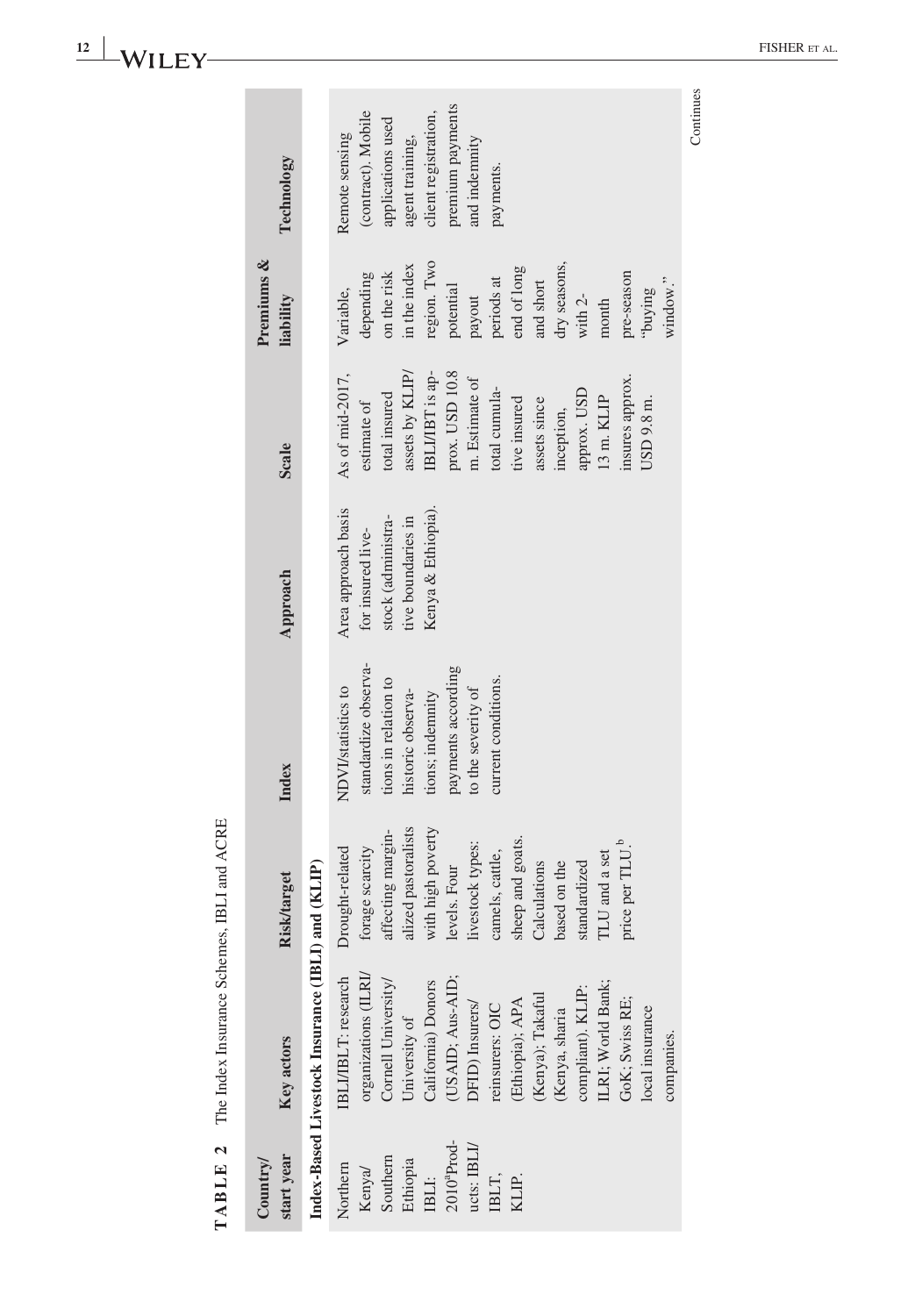**TABLE 2** The Index Insurance Schemes, IBLI and ACRE

| Country/ start year | Key actors | Risk/target | Index | Approach | Scale | Premiums & liability | Technology |
|---|---|---|---|---|---|---|---|
| **Index-Based Livestock Insurance (IBLI) and (KLIP)** | | | | | | | |
| Northern Kenya/ Southern Ethiopia IBLI: 2010[a]Products: IBLI/ IBLT, KLIP. | IBLI/IBLT: research organizations (ILRI/ Cornell University/ University of California) Donors (USAID; Aus-AID; DFID) Insurers/ reinsurers: OIC (Ethiopia); APA (Kenya); Takaful (Kenya, sharia compliant). KLIP: ILRI; World Bank; GoK; Swiss RE; local insurance companies. | Drought-related forage scarcity affecting marginalized pastoralists with high poverty levels. Four livestock types: camels, cattle, sheep and goats. Calculations based on the standardized TLU and a set price per TLU.[b] | NDVI/statistics to standardize observations in relation to historic observations; indemnity payments according to the severity of current conditions. | Area approach basis for insured livestock (administrative boundaries in Kenya & Ethiopia). | As of mid-2017, estimate of total insured assets by KLIP/ IBLI/IBT is approx. USD 10.8 m. Estimate of total cumulative insured assets since inception, approx. USD 13 m. KLIP insures approx. USD 9.8 m. | Variable, depending on the risk in the index region. Two potential payout periods at end of long and short dry seasons, with 2-month pre-season "buying window." | Remote sensing (contract). Mobile applications used agent training, client registration, premium payments and indemnity payments. |

Continues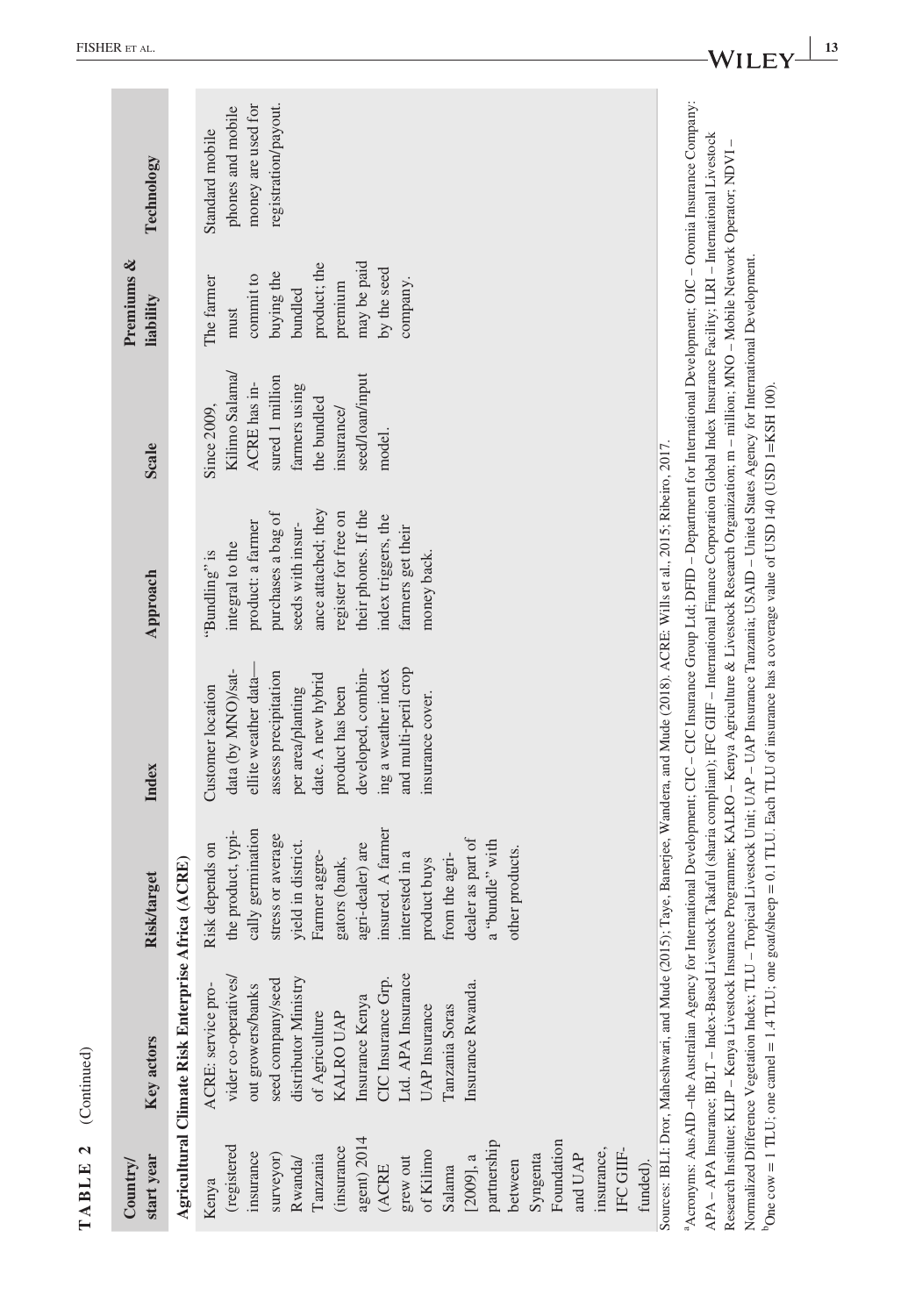**TABLE 2** (Continued)

| Country/ start year | Key actors | Risk/target | Index | Approach | Scale | Premiums & liability | Technology |
|---|---|---|---|---|---|---|---|
| **Agricultural Climate Risk Enterprise Africa (ACRE)** | | | | | | | |
| Kenya (registered insurance surveyor) Rwanda/ Tanzania (insurance agent) 2014 (ACRE grew out of Kilimo Salama [2009], a partnership between Syngenta Foundation and UAP insurance, IFC GIIF-funded). | ACRE: service provider co-operatives/ out growers/banks seed company/seed distributor Ministry of Agriculture KALRO UAP Insurance Kenya CIC Insurance Grp. Ltd. APA Insurance UAP Insurance Tanzania Soras Insurance Rwanda. | Risk depends on the product, typically germination stress or average yield in district. Farmer aggregators (bank, agri-dealer) are insured. A farmer interested in a product buys from the agri-dealer as part of a "bundle" with other products. | Customer location data (by MNO)/satellite weather data—assess precipitation per area/planting date. A new hybrid product has been developed, combining a weather index and multi-peril crop insurance cover. | "Bundling" is integral to the product: a farmer purchases a bag of seeds with insurance attached; they register for free on their phones. If the index triggers, the farmers get their money back. | Since 2009, Kilimo Salama/ ACRE has insured 1 million farmers using the bundled insurance/ seed/loan/input model. | The farmer must commit to buying the bundled product; the premium may be paid by the seed company. | Standard mobile phones and mobile money are used for registration/payout. |

Sources: IBLI: Dror, Maheshwari, and Mude (2015); Taye, Banerjee, Wandera, and Mude (2018). ACRE: Wills et al., 2015; Ribeiro, 2017.

[a]Acronyms: AusAID –the Australian Agency for International Development; CIC – CIC Insurance Group Ltd; DFID – Department for International Development; OIC – Oromia Insurance Company: APA – APA Insurance; IBLT – Index-Based Livestock Takaful (sharia compliant); IFC GIIF – International Finance Corporation Global Index Insurance Facility; ILRI – International Livestock Research Institute; KLIP – Kenya Livestock Insurance Programme; KALRO – Kenya Agriculture & Livestock Research Organization; m – million; MNO – Mobile Network Operator; NDVI – Normalized Difference Vegetation Index; TLU – Tropical Livestock Unit; UAP – UAP Insurance Tanzania; USAID – United States Agency for International Development.

[b]One cow = 1 TLU; one camel = 1.4 TLU; one goat/sheep = 0.1 TLU. Each TLU of insurance has a coverage value of USD 140 (USD 1=KSH 100).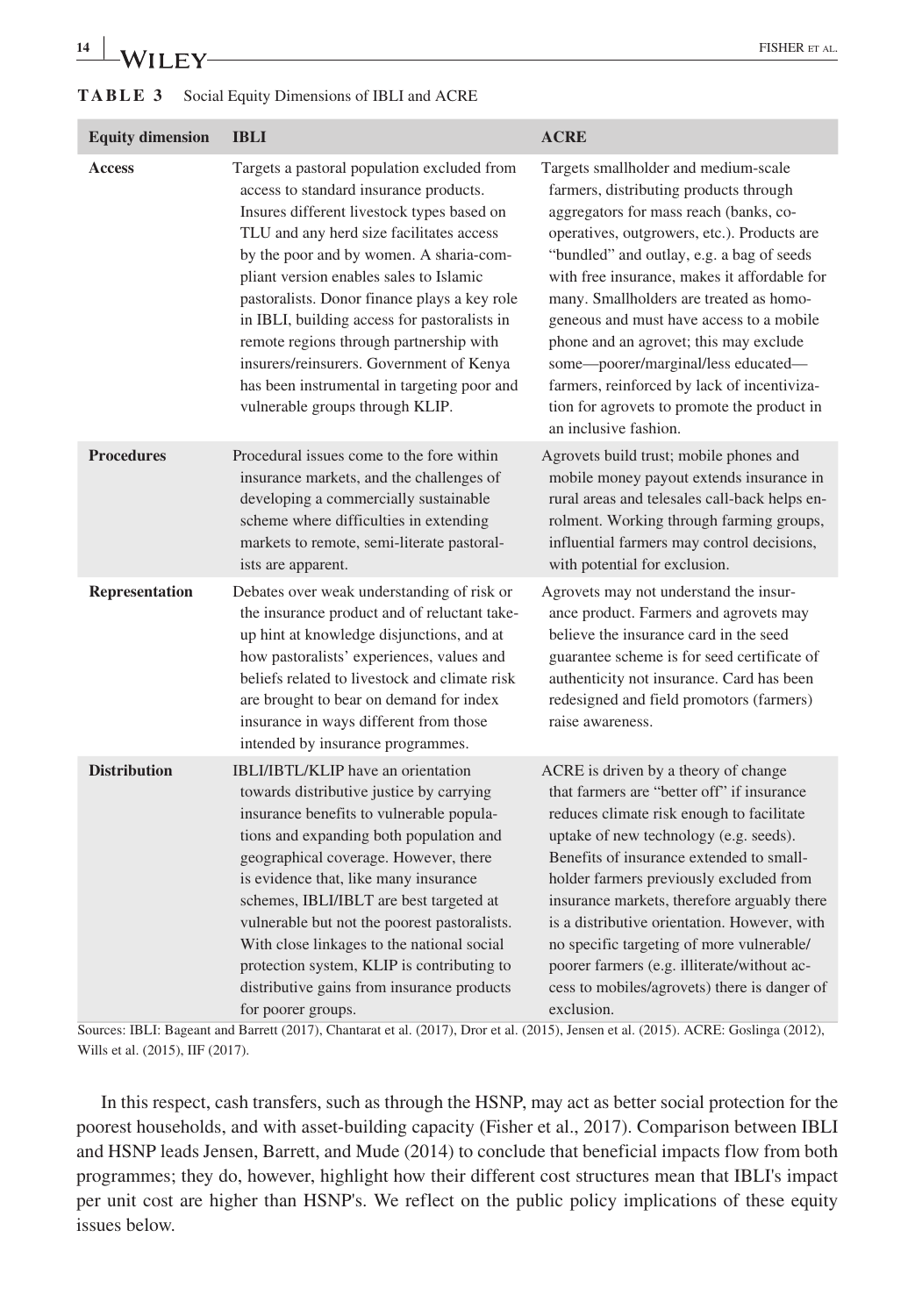**TABLE 3** Social Equity Dimensions of IBLI and ACRE

| Equity dimension | IBLI | ACRE |
|---|---|---|
| **Access** | Targets a pastoral population excluded from access to standard insurance products. Insures different livestock types based on TLU and any herd size facilitates access by the poor and by women. A sharia-compliant version enables sales to Islamic pastoralists. Donor finance plays a key role in IBLI, building access for pastoralists in remote regions through partnership with insurers/reinsurers. Government of Kenya has been instrumental in targeting poor and vulnerable groups through KLIP. | Targets smallholder and medium-scale farmers, distributing products through aggregators for mass reach (banks, co-operatives, outgrowers, etc.). Products are "bundled" and outlay, e.g. a bag of seeds with free insurance, makes it affordable for many. Smallholders are treated as homogeneous and must have access to a mobile phone and an agrovet; this may exclude some—poorer/marginal/less educated—farmers, reinforced by lack of incentivization for agrovets to promote the product in an inclusive fashion. |
| **Procedures** | Procedural issues come to the fore within insurance markets, and the challenges of developing a commercially sustainable scheme where difficulties in extending markets to remote, semi-literate pastoralists are apparent. | Agrovets build trust; mobile phones and mobile money payout extends insurance in rural areas and telesales call-back helps enrolment. Working through farming groups, influential farmers may control decisions, with potential for exclusion. |
| **Representation** | Debates over weak understanding of risk or the insurance product and of reluctant take-up hint at knowledge disjunctions, and at how pastoralists' experiences, values and beliefs related to livestock and climate risk are brought to bear on demand for index insurance in ways different from those intended by insurance programmes. | Agrovets may not understand the insurance product. Farmers and agrovets may believe the insurance card in the seed guarantee scheme is for seed certificate of authenticity not insurance. Card has been redesigned and field promotors (farmers) raise awareness. |
| **Distribution** | IBLI/IBTL/KLIP have an orientation towards distributive justice by carrying insurance benefits to vulnerable populations and expanding both population and geographical coverage. However, there is evidence that, like many insurance schemes, IBLI/IBLT are best targeted at vulnerable but not the poorest pastoralists. With close linkages to the national social protection system, KLIP is contributing to distributive gains from insurance products for poorer groups. | ACRE is driven by a theory of change that farmers are "better off" if insurance reduces climate risk enough to facilitate uptake of new technology (e.g. seeds). Benefits of insurance extended to smallholder farmers previously excluded from insurance markets, therefore arguably there is a distributive orientation. However, with no specific targeting of more vulnerable/poorer farmers (e.g. illiterate/without access to mobiles/agrovets) there is danger of exclusion. |

Sources: IBLI: Bageant and Barrett (2017), Chantarat et al. (2017), Dror et al. (2015), Jensen et al. (2015). ACRE: Goslinga (2012), Wills et al. (2015), IIF (2017).

In this respect, cash transfers, such as through the HSNP, may act as better social protection for the poorest households, and with asset-building capacity (Fisher et al., 2017). Comparison between IBLI and HSNP leads Jensen, Barrett, and Mude (2014) to conclude that beneficial impacts flow from both programmes; they do, however, highlight how their different cost structures mean that IBLI's impact per unit cost are higher than HSNP's. We reflect on the public policy implications of these equity issues below.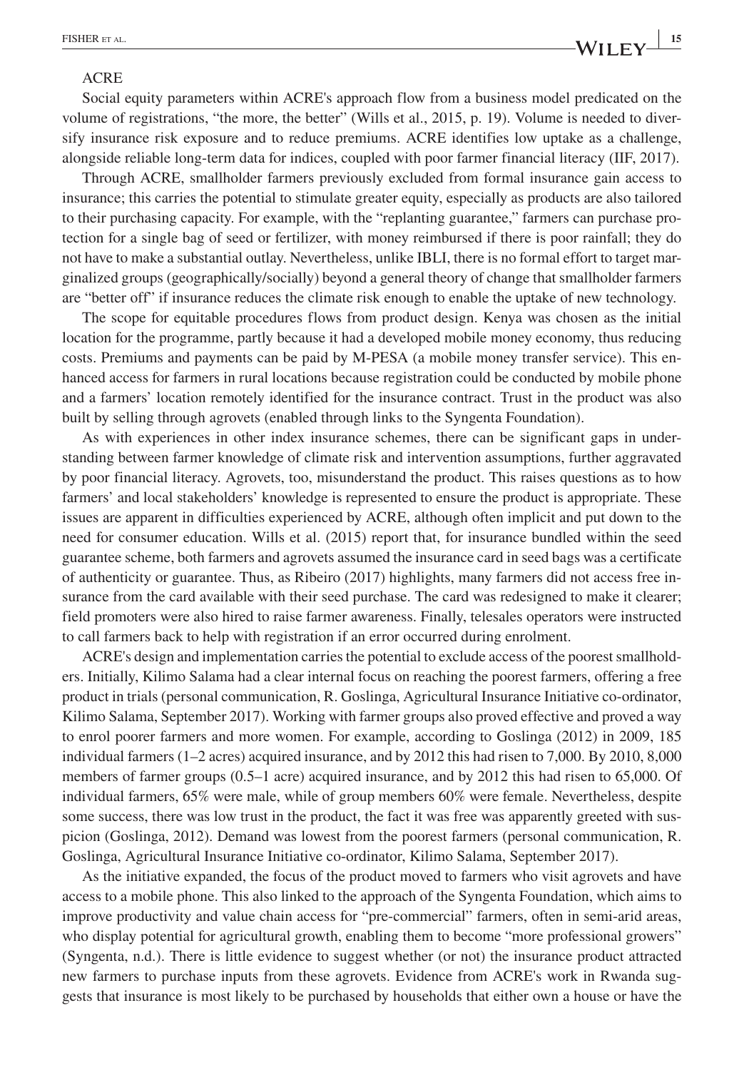ACRE

Social equity parameters within ACRE's approach flow from a business model predicated on the volume of registrations, "the more, the better" (Wills et al., 2015, p. 19). Volume is needed to diversify insurance risk exposure and to reduce premiums. ACRE identifies low uptake as a challenge, alongside reliable long-term data for indices, coupled with poor farmer financial literacy (IIF, 2017).

Through ACRE, smallholder farmers previously excluded from formal insurance gain access to insurance; this carries the potential to stimulate greater equity, especially as products are also tailored to their purchasing capacity. For example, with the "replanting guarantee," farmers can purchase protection for a single bag of seed or fertilizer, with money reimbursed if there is poor rainfall; they do not have to make a substantial outlay. Nevertheless, unlike IBLI, there is no formal effort to target marginalized groups (geographically/socially) beyond a general theory of change that smallholder farmers are "better off" if insurance reduces the climate risk enough to enable the uptake of new technology.

The scope for equitable procedures flows from product design. Kenya was chosen as the initial location for the programme, partly because it had a developed mobile money economy, thus reducing costs. Premiums and payments can be paid by M-PESA (a mobile money transfer service). This enhanced access for farmers in rural locations because registration could be conducted by mobile phone and a farmers' location remotely identified for the insurance contract. Trust in the product was also built by selling through agrovets (enabled through links to the Syngenta Foundation).

As with experiences in other index insurance schemes, there can be significant gaps in understanding between farmer knowledge of climate risk and intervention assumptions, further aggravated by poor financial literacy. Agrovets, too, misunderstand the product. This raises questions as to how farmers' and local stakeholders' knowledge is represented to ensure the product is appropriate. These issues are apparent in difficulties experienced by ACRE, although often implicit and put down to the need for consumer education. Wills et al. (2015) report that, for insurance bundled within the seed guarantee scheme, both farmers and agrovets assumed the insurance card in seed bags was a certificate of authenticity or guarantee. Thus, as Ribeiro (2017) highlights, many farmers did not access free insurance from the card available with their seed purchase. The card was redesigned to make it clearer; field promoters were also hired to raise farmer awareness. Finally, telesales operators were instructed to call farmers back to help with registration if an error occurred during enrolment.

ACRE's design and implementation carries the potential to exclude access of the poorest smallholders. Initially, Kilimo Salama had a clear internal focus on reaching the poorest farmers, offering a free product in trials (personal communication, R. Goslinga, Agricultural Insurance Initiative co-ordinator, Kilimo Salama, September 2017). Working with farmer groups also proved effective and proved a way to enrol poorer farmers and more women. For example, according to Goslinga (2012) in 2009, 185 individual farmers (1–2 acres) acquired insurance, and by 2012 this had risen to 7,000. By 2010, 8,000 members of farmer groups (0.5–1 acre) acquired insurance, and by 2012 this had risen to 65,000. Of individual farmers, 65% were male, while of group members 60% were female. Nevertheless, despite some success, there was low trust in the product, the fact it was free was apparently greeted with suspicion (Goslinga, 2012). Demand was lowest from the poorest farmers (personal communication, R. Goslinga, Agricultural Insurance Initiative co-ordinator, Kilimo Salama, September 2017).

As the initiative expanded, the focus of the product moved to farmers who visit agrovets and have access to a mobile phone. This also linked to the approach of the Syngenta Foundation, which aims to improve productivity and value chain access for "pre-commercial" farmers, often in semi-arid areas, who display potential for agricultural growth, enabling them to become "more professional growers" (Syngenta, n.d.). There is little evidence to suggest whether (or not) the insurance product attracted new farmers to purchase inputs from these agrovets. Evidence from ACRE's work in Rwanda suggests that insurance is most likely to be purchased by households that either own a house or have the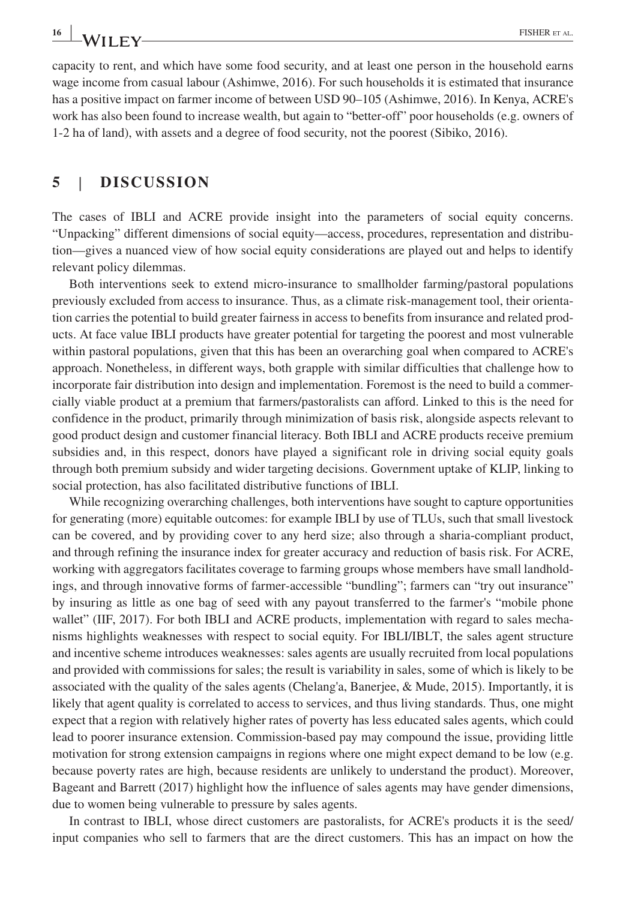capacity to rent, and which have some food security, and at least one person in the household earns wage income from casual labour (Ashimwe, 2016). For such households it is estimated that insurance has a positive impact on farmer income of between USD 90–105 (Ashimwe, 2016). In Kenya, ACRE's work has also been found to increase wealth, but again to "better-off" poor households (e.g. owners of 1-2 ha of land), with assets and a degree of food security, not the poorest (Sibiko, 2016).

## 5 | DISCUSSION

The cases of IBLI and ACRE provide insight into the parameters of social equity concerns. "Unpacking" different dimensions of social equity—access, procedures, representation and distribution—gives a nuanced view of how social equity considerations are played out and helps to identify relevant policy dilemmas.

Both interventions seek to extend micro-insurance to smallholder farming/pastoral populations previously excluded from access to insurance. Thus, as a climate risk-management tool, their orientation carries the potential to build greater fairness in access to benefits from insurance and related products. At face value IBLI products have greater potential for targeting the poorest and most vulnerable within pastoral populations, given that this has been an overarching goal when compared to ACRE's approach. Nonetheless, in different ways, both grapple with similar difficulties that challenge how to incorporate fair distribution into design and implementation. Foremost is the need to build a commercially viable product at a premium that farmers/pastoralists can afford. Linked to this is the need for confidence in the product, primarily through minimization of basis risk, alongside aspects relevant to good product design and customer financial literacy. Both IBLI and ACRE products receive premium subsidies and, in this respect, donors have played a significant role in driving social equity goals through both premium subsidy and wider targeting decisions. Government uptake of KLIP, linking to social protection, has also facilitated distributive functions of IBLI.

While recognizing overarching challenges, both interventions have sought to capture opportunities for generating (more) equitable outcomes: for example IBLI by use of TLUs, such that small livestock can be covered, and by providing cover to any herd size; also through a sharia-compliant product, and through refining the insurance index for greater accuracy and reduction of basis risk. For ACRE, working with aggregators facilitates coverage to farming groups whose members have small landholdings, and through innovative forms of farmer-accessible "bundling"; farmers can "try out insurance" by insuring as little as one bag of seed with any payout transferred to the farmer's "mobile phone wallet" (IIF, 2017). For both IBLI and ACRE products, implementation with regard to sales mechanisms highlights weaknesses with respect to social equity. For IBLI/IBLT, the sales agent structure and incentive scheme introduces weaknesses: sales agents are usually recruited from local populations and provided with commissions for sales; the result is variability in sales, some of which is likely to be associated with the quality of the sales agents (Chelang'a, Banerjee, & Mude, 2015). Importantly, it is likely that agent quality is correlated to access to services, and thus living standards. Thus, one might expect that a region with relatively higher rates of poverty has less educated sales agents, which could lead to poorer insurance extension. Commission-based pay may compound the issue, providing little motivation for strong extension campaigns in regions where one might expect demand to be low (e.g. because poverty rates are high, because residents are unlikely to understand the product). Moreover, Bageant and Barrett (2017) highlight how the influence of sales agents may have gender dimensions, due to women being vulnerable to pressure by sales agents.

In contrast to IBLI, whose direct customers are pastoralists, for ACRE's products it is the seed/input companies who sell to farmers that are the direct customers. This has an impact on how the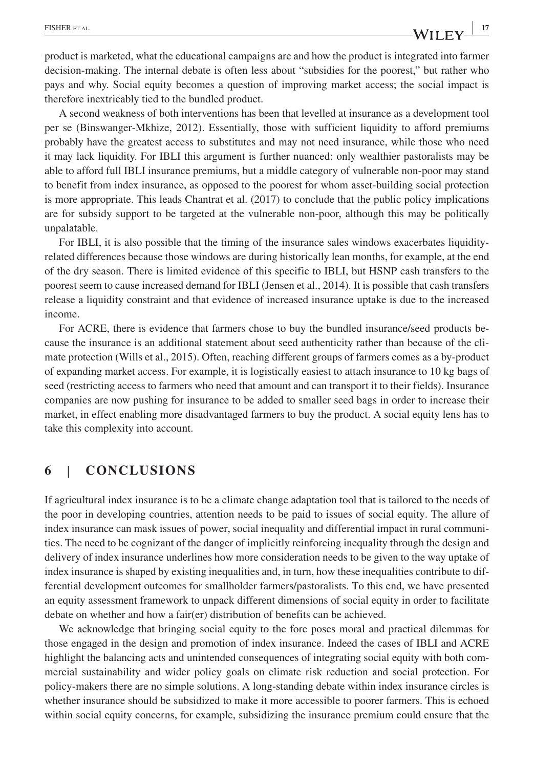product is marketed, what the educational campaigns are and how the product is integrated into farmer decision-making. The internal debate is often less about "subsidies for the poorest," but rather who pays and why. Social equity becomes a question of improving market access; the social impact is therefore inextricably tied to the bundled product.

A second weakness of both interventions has been that levelled at insurance as a development tool per se (Binswanger-Mkhize, 2012). Essentially, those with sufficient liquidity to afford premiums probably have the greatest access to substitutes and may not need insurance, while those who need it may lack liquidity. For IBLI this argument is further nuanced: only wealthier pastoralists may be able to afford full IBLI insurance premiums, but a middle category of vulnerable non-poor may stand to benefit from index insurance, as opposed to the poorest for whom asset-building social protection is more appropriate. This leads Chantrat et al. (2017) to conclude that the public policy implications are for subsidy support to be targeted at the vulnerable non-poor, although this may be politically unpalatable.

For IBLI, it is also possible that the timing of the insurance sales windows exacerbates liquidity-related differences because those windows are during historically lean months, for example, at the end of the dry season. There is limited evidence of this specific to IBLI, but HSNP cash transfers to the poorest seem to cause increased demand for IBLI (Jensen et al., 2014). It is possible that cash transfers release a liquidity constraint and that evidence of increased insurance uptake is due to the increased income.

For ACRE, there is evidence that farmers chose to buy the bundled insurance/seed products because the insurance is an additional statement about seed authenticity rather than because of the climate protection (Wills et al., 2015). Often, reaching different groups of farmers comes as a by-product of expanding market access. For example, it is logistically easiest to attach insurance to 10 kg bags of seed (restricting access to farmers who need that amount and can transport it to their fields). Insurance companies are now pushing for insurance to be added to smaller seed bags in order to increase their market, in effect enabling more disadvantaged farmers to buy the product. A social equity lens has to take this complexity into account.

## 6 | CONCLUSIONS

If agricultural index insurance is to be a climate change adaptation tool that is tailored to the needs of the poor in developing countries, attention needs to be paid to issues of social equity. The allure of index insurance can mask issues of power, social inequality and differential impact in rural communities. The need to be cognizant of the danger of implicitly reinforcing inequality through the design and delivery of index insurance underlines how more consideration needs to be given to the way uptake of index insurance is shaped by existing inequalities and, in turn, how these inequalities contribute to differential development outcomes for smallholder farmers/pastoralists. To this end, we have presented an equity assessment framework to unpack different dimensions of social equity in order to facilitate debate on whether and how a fair(er) distribution of benefits can be achieved.

We acknowledge that bringing social equity to the fore poses moral and practical dilemmas for those engaged in the design and promotion of index insurance. Indeed the cases of IBLI and ACRE highlight the balancing acts and unintended consequences of integrating social equity with both commercial sustainability and wider policy goals on climate risk reduction and social protection. For policy-makers there are no simple solutions. A long-standing debate within index insurance circles is whether insurance should be subsidized to make it more accessible to poorer farmers. This is echoed within social equity concerns, for example, subsidizing the insurance premium could ensure that the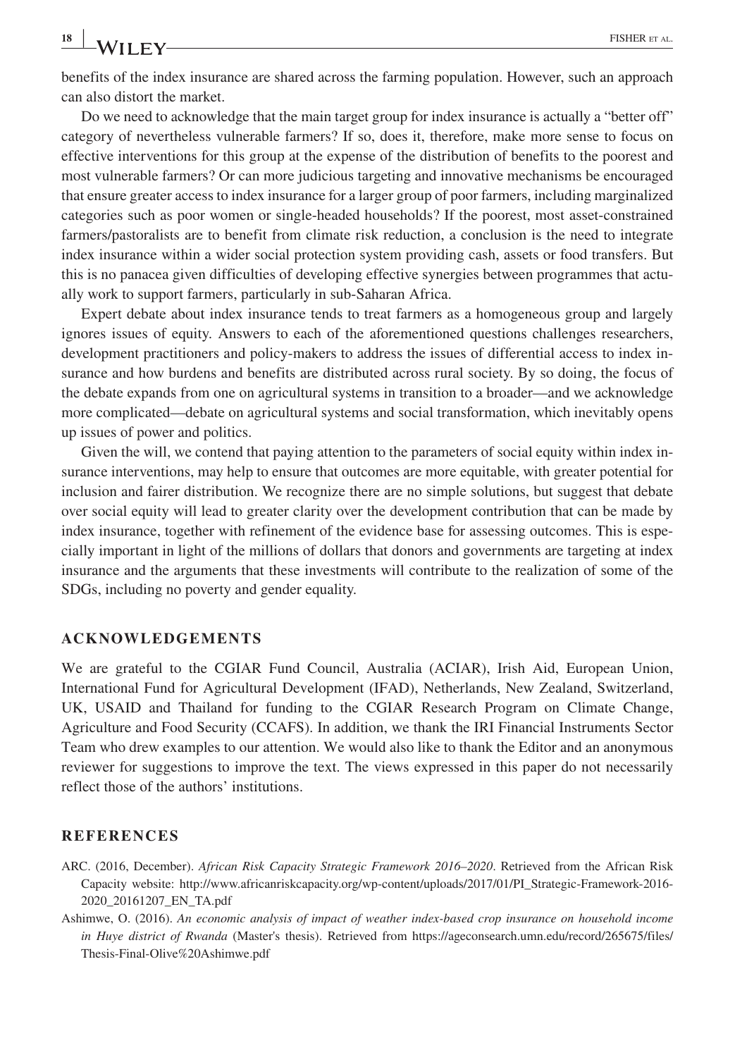benefits of the index insurance are shared across the farming population. However, such an approach can also distort the market.

Do we need to acknowledge that the main target group for index insurance is actually a "better off" category of nevertheless vulnerable farmers? If so, does it, therefore, make more sense to focus on effective interventions for this group at the expense of the distribution of benefits to the poorest and most vulnerable farmers? Or can more judicious targeting and innovative mechanisms be encouraged that ensure greater access to index insurance for a larger group of poor farmers, including marginalized categories such as poor women or single-headed households? If the poorest, most asset-constrained farmers/pastoralists are to benefit from climate risk reduction, a conclusion is the need to integrate index insurance within a wider social protection system providing cash, assets or food transfers. But this is no panacea given difficulties of developing effective synergies between programmes that actually work to support farmers, particularly in sub-Saharan Africa.

Expert debate about index insurance tends to treat farmers as a homogeneous group and largely ignores issues of equity. Answers to each of the aforementioned questions challenges researchers, development practitioners and policy-makers to address the issues of differential access to index insurance and how burdens and benefits are distributed across rural society. By so doing, the focus of the debate expands from one on agricultural systems in transition to a broader—and we acknowledge more complicated—debate on agricultural systems and social transformation, which inevitably opens up issues of power and politics.

Given the will, we contend that paying attention to the parameters of social equity within index insurance interventions, may help to ensure that outcomes are more equitable, with greater potential for inclusion and fairer distribution. We recognize there are no simple solutions, but suggest that debate over social equity will lead to greater clarity over the development contribution that can be made by index insurance, together with refinement of the evidence base for assessing outcomes. This is especially important in light of the millions of dollars that donors and governments are targeting at index insurance and the arguments that these investments will contribute to the realization of some of the SDGs, including no poverty and gender equality.

## ACKNOWLEDGEMENTS

We are grateful to the CGIAR Fund Council, Australia (ACIAR), Irish Aid, European Union, International Fund for Agricultural Development (IFAD), Netherlands, New Zealand, Switzerland, UK, USAID and Thailand for funding to the CGIAR Research Program on Climate Change, Agriculture and Food Security (CCAFS). In addition, we thank the IRI Financial Instruments Sector Team who drew examples to our attention. We would also like to thank the Editor and an anonymous reviewer for suggestions to improve the text. The views expressed in this paper do not necessarily reflect those of the authors' institutions.

## REFERENCES

ARC. (2016, December). *African Risk Capacity Strategic Framework 2016–2020*. Retrieved from the African Risk Capacity website: http://www.africanriskcapacity.org/wp-content/uploads/2017/01/PI_Strategic-Framework-2016-2020_20161207_EN_TA.pdf

Ashimwe, O. (2016). *An economic analysis of impact of weather index-based crop insurance on household income in Huye district of Rwanda* (Master's thesis). Retrieved from https://ageconsearch.umn.edu/record/265675/files/Thesis-Final-Olive%20Ashimwe.pdf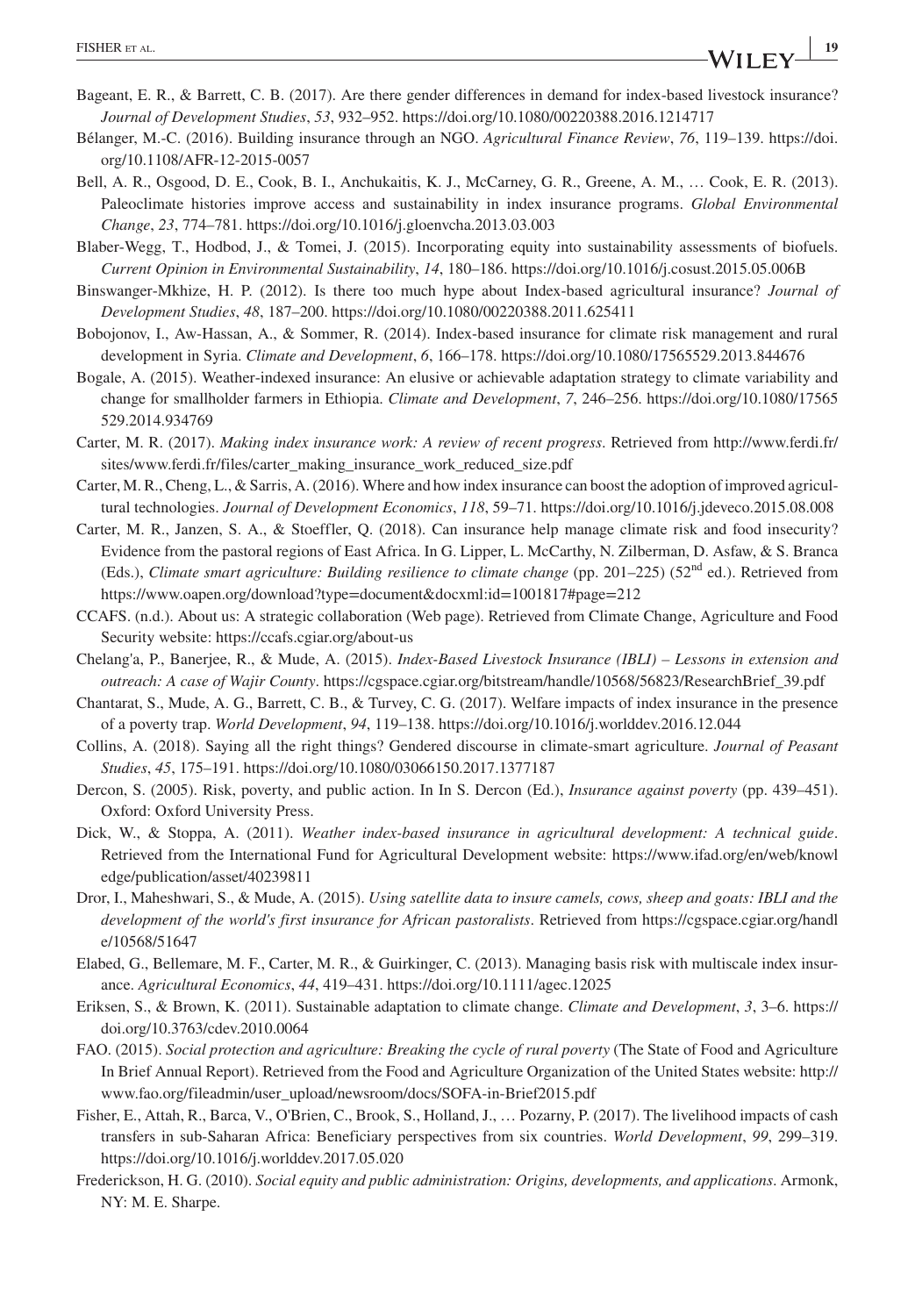Bageant, E. R., & Barrett, C. B. (2017). Are there gender differences in demand for index-based livestock insurance? *Journal of Development Studies*, *53*, 932–952. https://doi.org/10.1080/00220388.2016.1214717

Bélanger, M.-C. (2016). Building insurance through an NGO. *Agricultural Finance Review*, *76*, 119–139. https://doi.org/10.1108/AFR-12-2015-0057

Bell, A. R., Osgood, D. E., Cook, B. I., Anchukaitis, K. J., McCarney, G. R., Greene, A. M., … Cook, E. R. (2013). Paleoclimate histories improve access and sustainability in index insurance programs. *Global Environmental Change*, *23*, 774–781. https://doi.org/10.1016/j.gloenvcha.2013.03.003

Blaber-Wegg, T., Hodbod, J., & Tomei, J. (2015). Incorporating equity into sustainability assessments of biofuels. *Current Opinion in Environmental Sustainability*, *14*, 180–186. https://doi.org/10.1016/j.cosust.2015.05.006B

Binswanger-Mkhize, H. P. (2012). Is there too much hype about Index-based agricultural insurance? *Journal of Development Studies*, *48*, 187–200. https://doi.org/10.1080/00220388.2011.625411

Bobojonov, I., Aw-Hassan, A., & Sommer, R. (2014). Index-based insurance for climate risk management and rural development in Syria. *Climate and Development*, *6*, 166–178. https://doi.org/10.1080/17565529.2013.844676

Bogale, A. (2015). Weather-indexed insurance: An elusive or achievable adaptation strategy to climate variability and change for smallholder farmers in Ethiopia. *Climate and Development*, *7*, 246–256. https://doi.org/10.1080/17565529.2014.934769

Carter, M. R. (2017). *Making index insurance work: A review of recent progress*. Retrieved from http://www.ferdi.fr/sites/www.ferdi.fr/files/carter_making_insurance_work_reduced_size.pdf

Carter, M. R., Cheng, L., & Sarris, A. (2016). Where and how index insurance can boost the adoption of improved agricultural technologies. *Journal of Development Economics*, *118*, 59–71. https://doi.org/10.1016/j.jdeveco.2015.08.008

Carter, M. R., Janzen, S. A., & Stoeffler, Q. (2018). Can insurance help manage climate risk and food insecurity? Evidence from the pastoral regions of East Africa. In G. Lipper, L. McCarthy, N. Zilberman, D. Asfaw, & S. Branca (Eds.), *Climate smart agriculture: Building resilience to climate change* (pp. 201–225) (52nd ed.). Retrieved from https://www.oapen.org/download?type=document&docxml:id=1001817#page=212

CCAFS. (n.d.). About us: A strategic collaboration (Web page). Retrieved from Climate Change, Agriculture and Food Security website: https://ccafs.cgiar.org/about-us

Chelang'a, P., Banerjee, R., & Mude, A. (2015). *Index-Based Livestock Insurance (IBLI) – Lessons in extension and outreach: A case of Wajir County*. https://cgspace.cgiar.org/bitstream/handle/10568/56823/ResearchBrief_39.pdf

Chantarat, S., Mude, A. G., Barrett, C. B., & Turvey, C. G. (2017). Welfare impacts of index insurance in the presence of a poverty trap. *World Development*, *94*, 119–138. https://doi.org/10.1016/j.worlddev.2016.12.044

Collins, A. (2018). Saying all the right things? Gendered discourse in climate-smart agriculture. *Journal of Peasant Studies*, *45*, 175–191. https://doi.org/10.1080/03066150.2017.1377187

Dercon, S. (2005). Risk, poverty, and public action. In In S. Dercon (Ed.), *Insurance against poverty* (pp. 439–451). Oxford: Oxford University Press.

Dick, W., & Stoppa, A. (2011). *Weather index-based insurance in agricultural development: A technical guide*. Retrieved from the International Fund for Agricultural Development website: https://www.ifad.org/en/web/knowledge/publication/asset/40239811

Dror, I., Maheshwari, S., & Mude, A. (2015). *Using satellite data to insure camels, cows, sheep and goats: IBLI and the development of the world's first insurance for African pastoralists*. Retrieved from https://cgspace.cgiar.org/handle/10568/51647

Elabed, G., Bellemare, M. F., Carter, M. R., & Guirkinger, C. (2013). Managing basis risk with multiscale index insurance. *Agricultural Economics*, *44*, 419–431. https://doi.org/10.1111/agec.12025

Eriksen, S., & Brown, K. (2011). Sustainable adaptation to climate change. *Climate and Development*, *3*, 3–6. https://doi.org/10.3763/cdev.2010.0064

FAO. (2015). *Social protection and agriculture: Breaking the cycle of rural poverty* (The State of Food and Agriculture In Brief Annual Report). Retrieved from the Food and Agriculture Organization of the United States website: http://www.fao.org/fileadmin/user_upload/newsroom/docs/SOFA-in-Brief2015.pdf

Fisher, E., Attah, R., Barca, V., O'Brien, C., Brook, S., Holland, J., … Pozarny, P. (2017). The livelihood impacts of cash transfers in sub-Saharan Africa: Beneficiary perspectives from six countries. *World Development*, *99*, 299–319. https://doi.org/10.1016/j.worlddev.2017.05.020

Frederickson, H. G. (2010). *Social equity and public administration: Origins, developments, and applications*. Armonk, NY: M. E. Sharpe.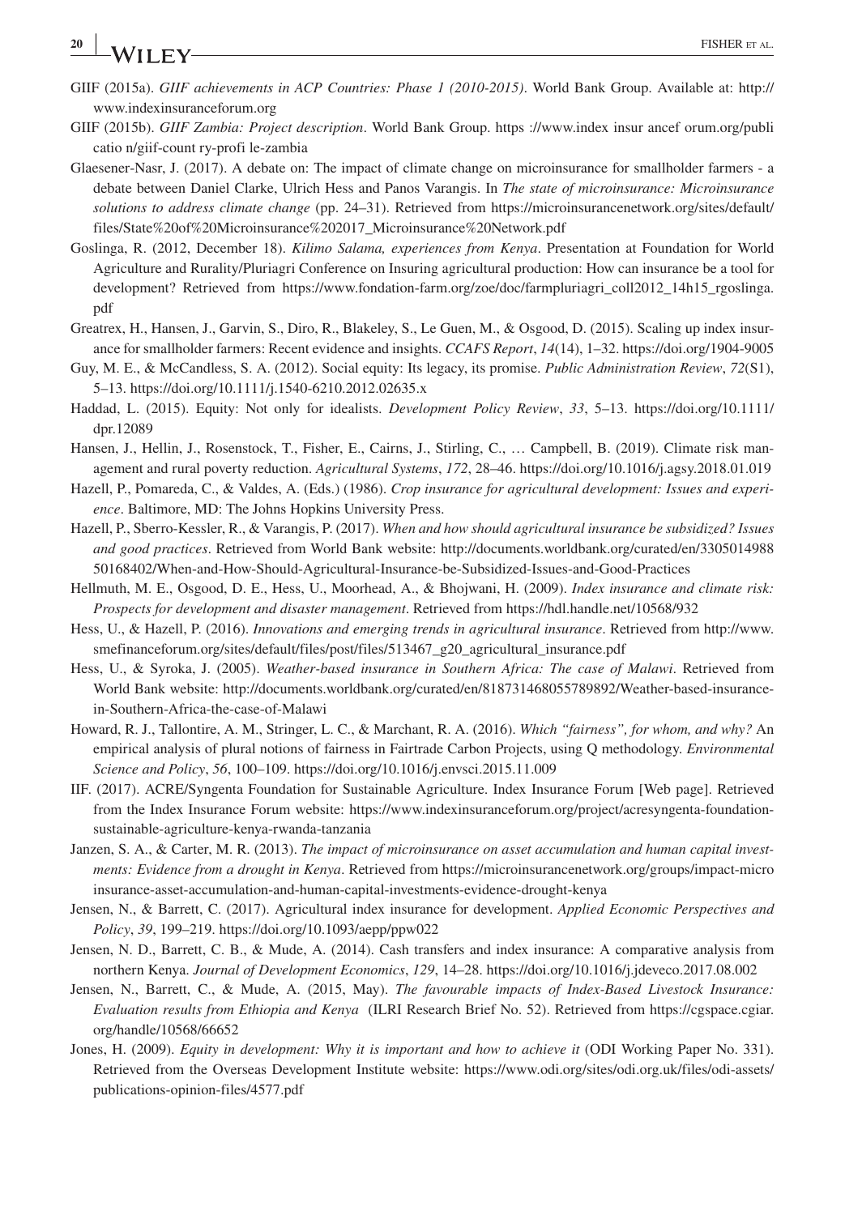GIIF (2015a). *GIIF achievements in ACP Countries: Phase 1 (2010-2015)*. World Bank Group. Available at: http://www.indexinsuranceforum.org

GIIF (2015b). *GIIF Zambia: Project description*. World Bank Group. https ://www.index insur ancef orum.org/publi catio n/giif-count ry-profi le-zambia

Glaesener-Nasr, J. (2017). A debate on: The impact of climate change on microinsurance for smallholder farmers - a debate between Daniel Clarke, Ulrich Hess and Panos Varangis. In *The state of microinsurance: Microinsurance solutions to address climate change* (pp. 24–31). Retrieved from https://microinsurancenetwork.org/sites/default/files/State%20of%20Microinsurance%202017_Microinsurance%20Network.pdf

Goslinga, R. (2012, December 18). *Kilimo Salama, experiences from Kenya*. Presentation at Foundation for World Agriculture and Rurality/Pluriagri Conference on Insuring agricultural production: How can insurance be a tool for development? Retrieved from https://www.fondation-farm.org/zoe/doc/farmpluriagri_coll2012_14h15_rgoslinga.pdf

Greatrex, H., Hansen, J., Garvin, S., Diro, R., Blakeley, S., Le Guen, M., & Osgood, D. (2015). Scaling up index insurance for smallholder farmers: Recent evidence and insights. *CCAFS Report*, *14*(14), 1–32. https://doi.org/1904-9005

Guy, M. E., & McCandless, S. A. (2012). Social equity: Its legacy, its promise. *Public Administration Review*, *72*(S1), 5–13. https://doi.org/10.1111/j.1540-6210.2012.02635.x

Haddad, L. (2015). Equity: Not only for idealists. *Development Policy Review*, *33*, 5–13. https://doi.org/10.1111/dpr.12089

Hansen, J., Hellin, J., Rosenstock, T., Fisher, E., Cairns, J., Stirling, C., … Campbell, B. (2019). Climate risk management and rural poverty reduction. *Agricultural Systems*, *172*, 28–46. https://doi.org/10.1016/j.agsy.2018.01.019

Hazell, P., Pomareda, C., & Valdes, A. (Eds.) (1986). *Crop insurance for agricultural development: Issues and experience*. Baltimore, MD: The Johns Hopkins University Press.

Hazell, P., Sberro-Kessler, R., & Varangis, P. (2017). *When and how should agricultural insurance be subsidized? Issues and good practices*. Retrieved from World Bank website: http://documents.worldbank.org/curated/en/330501498850168402/When-and-How-Should-Agricultural-Insurance-be-Subsidized-Issues-and-Good-Practices

Hellmuth, M. E., Osgood, D. E., Hess, U., Moorhead, A., & Bhojwani, H. (2009). *Index insurance and climate risk: Prospects for development and disaster management*. Retrieved from https://hdl.handle.net/10568/932

Hess, U., & Hazell, P. (2016). *Innovations and emerging trends in agricultural insurance*. Retrieved from http://www.smefinanceforum.org/sites/default/files/post/files/513467_g20_agricultural_insurance.pdf

Hess, U., & Syroka, J. (2005). *Weather-based insurance in Southern Africa: The case of Malawi*. Retrieved from World Bank website: http://documents.worldbank.org/curated/en/818731468055789892/Weather-based-insurance-in-Southern-Africa-the-case-of-Malawi

Howard, R. J., Tallontire, A. M., Stringer, L. C., & Marchant, R. A. (2016). *Which "fairness", for whom, and why?* An empirical analysis of plural notions of fairness in Fairtrade Carbon Projects, using Q methodology. *Environmental Science and Policy*, *56*, 100–109. https://doi.org/10.1016/j.envsci.2015.11.009

IIF. (2017). ACRE/Syngenta Foundation for Sustainable Agriculture. Index Insurance Forum [Web page]. Retrieved from the Index Insurance Forum website: https://www.indexinsuranceforum.org/project/acresyngenta-foundation-sustainable-agriculture-kenya-rwanda-tanzania

Janzen, S. A., & Carter, M. R. (2013). *The impact of microinsurance on asset accumulation and human capital investments: Evidence from a drought in Kenya*. Retrieved from https://microinsurancenetwork.org/groups/impact-microinsurance-asset-accumulation-and-human-capital-investments-evidence-drought-kenya

Jensen, N., & Barrett, C. (2017). Agricultural index insurance for development. *Applied Economic Perspectives and Policy*, *39*, 199–219. https://doi.org/10.1093/aepp/ppw022

Jensen, N. D., Barrett, C. B., & Mude, A. (2014). Cash transfers and index insurance: A comparative analysis from northern Kenya. *Journal of Development Economics*, *129*, 14–28. https://doi.org/10.1016/j.jdeveco.2017.08.002

Jensen, N., Barrett, C., & Mude, A. (2015, May). *The favourable impacts of Index-Based Livestock Insurance: Evaluation results from Ethiopia and Kenya* (ILRI Research Brief No. 52). Retrieved from https://cgspace.cgiar.org/handle/10568/66652

Jones, H. (2009). *Equity in development: Why it is important and how to achieve it* (ODI Working Paper No. 331). Retrieved from the Overseas Development Institute website: https://www.odi.org/sites/odi.org.uk/files/odi-assets/publications-opinion-files/4577.pdf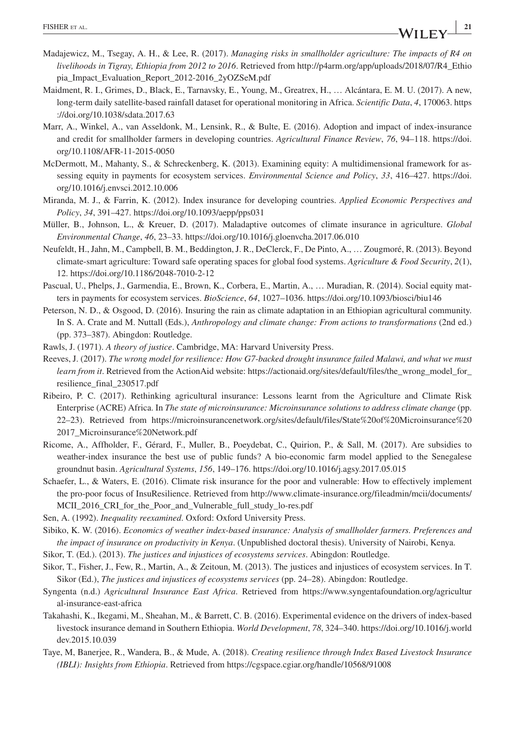Madajewicz, M., Tsegay, A. H., & Lee, R. (2017). *Managing risks in smallholder agriculture: The impacts of R4 on livelihoods in Tigray, Ethiopia from 2012 to 2016*. Retrieved from http://p4arm.org/app/uploads/2018/07/R4_Ethiopia_Impact_Evaluation_Report_2012-2016_2yOZSeM.pdf

Maidment, R. I., Grimes, D., Black, E., Tarnavsky, E., Young, M., Greatrex, H., … Alcántara, E. M. U. (2017). A new, long-term daily satellite-based rainfall dataset for operational monitoring in Africa. *Scientific Data*, *4*, 170063. https://doi.org/10.1038/sdata.2017.63

Marr, A., Winkel, A., van Asseldonk, M., Lensink, R., & Bulte, E. (2016). Adoption and impact of index-insurance and credit for smallholder farmers in developing countries. *Agricultural Finance Review*, *76*, 94–118. https://doi.org/10.1108/AFR-11-2015-0050

McDermott, M., Mahanty, S., & Schreckenberg, K. (2013). Examining equity: A multidimensional framework for assessing equity in payments for ecosystem services. *Environmental Science and Policy*, *33*, 416–427. https://doi.org/10.1016/j.envsci.2012.10.006

Miranda, M. J., & Farrin, K. (2012). Index insurance for developing countries. *Applied Economic Perspectives and Policy*, *34*, 391–427. https://doi.org/10.1093/aepp/pps031

Müller, B., Johnson, L., & Kreuer, D. (2017). Maladaptive outcomes of climate insurance in agriculture. *Global Environmental Change*, *46*, 23–33. https://doi.org/10.1016/j.gloenvcha.2017.06.010

Neufeldt, H., Jahn, M., Campbell, B. M., Beddington, J. R., DeClerck, F., De Pinto, A., … Zougmoré, R. (2013). Beyond climate-smart agriculture: Toward safe operating spaces for global food systems. *Agriculture & Food Security*, *2*(1), 12. https://doi.org/10.1186/2048-7010-2-12

Pascual, U., Phelps, J., Garmendia, E., Brown, K., Corbera, E., Martin, A., … Muradian, R. (2014). Social equity matters in payments for ecosystem services. *BioScience*, *64*, 1027–1036. https://doi.org/10.1093/biosci/biu146

Peterson, N. D., & Osgood, D. (2016). Insuring the rain as climate adaptation in an Ethiopian agricultural community. In S. A. Crate and M. Nuttall (Eds.), *Anthropology and climate change: From actions to transformations* (2nd ed.) (pp. 373–387). Abingdon: Routledge.

Rawls, J. (1971). *A theory of justice*. Cambridge, MA: Harvard University Press.

Reeves, J. (2017). *The wrong model for resilience: How G7-backed drought insurance failed Malawi, and what we must learn from it*. Retrieved from the ActionAid website: https://actionaid.org/sites/default/files/the_wrong_model_for_resilience_final_230517.pdf

Ribeiro, P. C. (2017). Rethinking agricultural insurance: Lessons learnt from the Agriculture and Climate Risk Enterprise (ACRE) Africa. In *The state of microinsurance: Microinsurance solutions to address climate change* (pp. 22–23). Retrieved from https://microinsurancenetwork.org/sites/default/files/State%20of%20Microinsurance%202017_Microinsurance%20Network.pdf

Ricome, A., Affholder, F., Gérard, F., Muller, B., Poeydebat, C., Quirion, P., & Sall, M. (2017). Are subsidies to weather-index insurance the best use of public funds? A bio-economic farm model applied to the Senegalese groundnut basin. *Agricultural Systems*, *156*, 149–176. https://doi.org/10.1016/j.agsy.2017.05.015

Schaefer, L., & Waters, E. (2016). Climate risk insurance for the poor and vulnerable: How to effectively implement the pro-poor focus of InsuResilience. Retrieved from http://www.climate-insurance.org/fileadmin/mcii/documents/MCII_2016_CRI_for_the_Poor_and_Vulnerable_full_study_lo-res.pdf

Sen, A. (1992). *Inequality reexamined*. Oxford: Oxford University Press.

Sibiko, K. W. (2016). *Economics of weather index-based insurance: Analysis of smallholder farmers. Preferences and the impact of insurance on productivity in Kenya*. (Unpublished doctoral thesis). University of Nairobi, Kenya.

Sikor, T. (Ed.). (2013). *The justices and injustices of ecosystems services*. Abingdon: Routledge.

Sikor, T., Fisher, J., Few, R., Martin, A., & Zeitoun, M. (2013). The justices and injustices of ecosystem services. In T. Sikor (Ed.), *The justices and injustices of ecosystems services* (pp. 24–28). Abingdon: Routledge.

Syngenta (n.d.) *Agricultural Insurance East Africa*. Retrieved from https://www.syngentafoundation.org/agricultural-insurance-east-africa

Takahashi, K., Ikegami, M., Sheahan, M., & Barrett, C. B. (2016). Experimental evidence on the drivers of index-based livestock insurance demand in Southern Ethiopia. *World Development*, *78*, 324–340. https://doi.org/10.1016/j.worlddev.2015.10.039

Taye, M, Banerjee, R., Wandera, B., & Mude, A. (2018). *Creating resilience through Index Based Livestock Insurance (IBLI): Insights from Ethiopia*. Retrieved from https://cgspace.cgiar.org/handle/10568/91008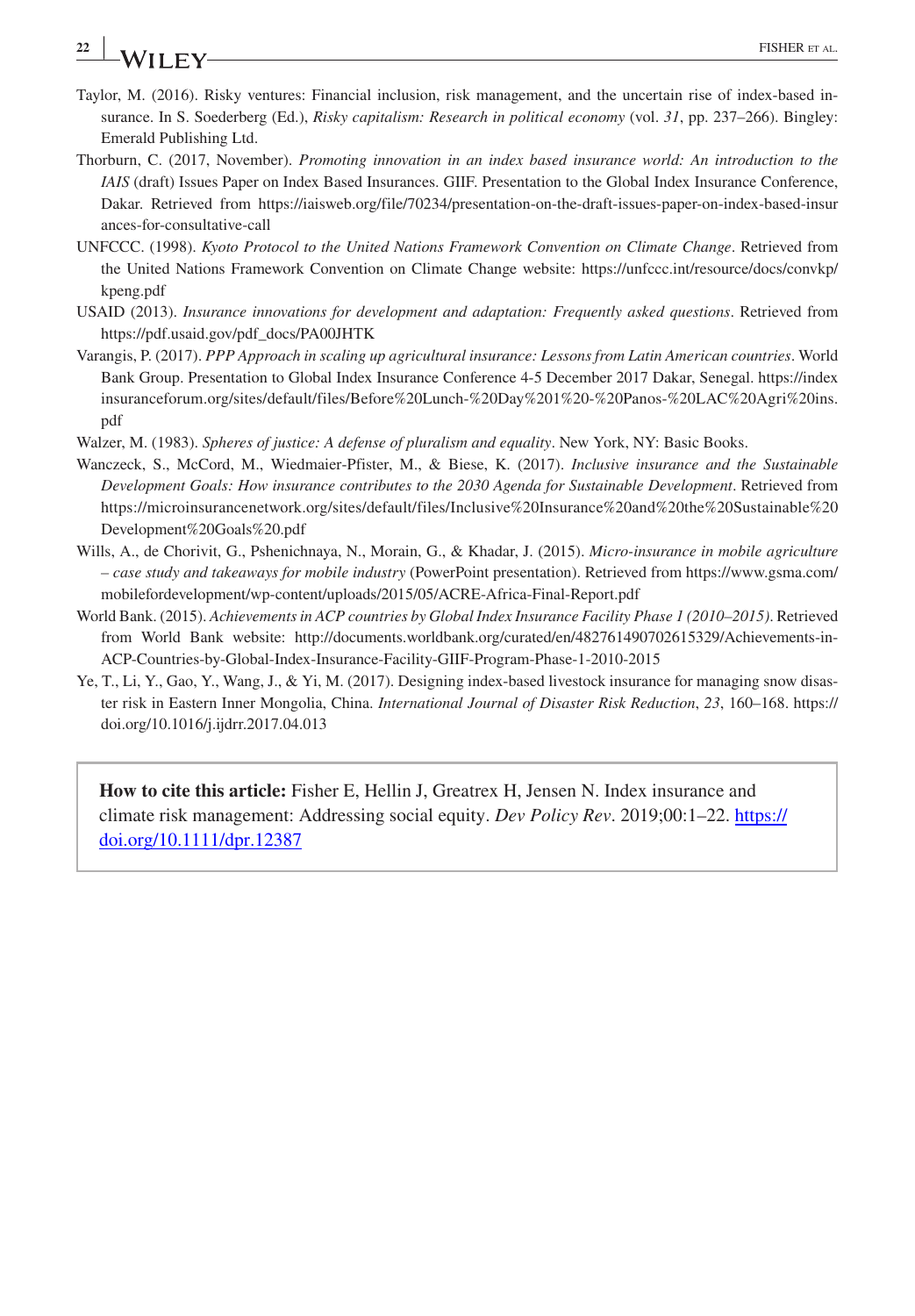Taylor, M. (2016). Risky ventures: Financial inclusion, risk management, and the uncertain rise of index-based insurance. In S. Soederberg (Ed.), *Risky capitalism: Research in political economy* (vol. *31*, pp. 237–266). Bingley: Emerald Publishing Ltd.

Thorburn, C. (2017, November). *Promoting innovation in an index based insurance world: An introduction to the IAIS* (draft) Issues Paper on Index Based Insurances. GIIF. Presentation to the Global Index Insurance Conference, Dakar. Retrieved from https://iaisweb.org/file/70234/presentation-on-the-draft-issues-paper-on-index-based-insurances-for-consultative-call

UNFCCC. (1998). *Kyoto Protocol to the United Nations Framework Convention on Climate Change*. Retrieved from the United Nations Framework Convention on Climate Change website: https://unfccc.int/resource/docs/convkp/kpeng.pdf

USAID (2013). *Insurance innovations for development and adaptation: Frequently asked questions*. Retrieved from https://pdf.usaid.gov/pdf_docs/PA00JHTK

Varangis, P. (2017). *PPP Approach in scaling up agricultural insurance: Lessons from Latin American countries*. World Bank Group. Presentation to Global Index Insurance Conference 4-5 December 2017 Dakar, Senegal. https://indexinsuranceforum.org/sites/default/files/Before%20Lunch-%20Day%201%20-%20Panos-%20LAC%20Agri%20ins.pdf

Walzer, M. (1983). *Spheres of justice: A defense of pluralism and equality*. New York, NY: Basic Books.

Wanczeck, S., McCord, M., Wiedmaier-Pfister, M., & Biese, K. (2017). *Inclusive insurance and the Sustainable Development Goals: How insurance contributes to the 2030 Agenda for Sustainable Development*. Retrieved from https://microinsurancenetwork.org/sites/default/files/Inclusive%20Insurance%20and%20the%20Sustainable%20Development%20Goals%20.pdf

Wills, A., de Chorivit, G., Pshenichnaya, N., Morain, G., & Khadar, J. (2015). *Micro-insurance in mobile agriculture – case study and takeaways for mobile industry* (PowerPoint presentation). Retrieved from https://www.gsma.com/mobilefordevelopment/wp-content/uploads/2015/05/ACRE-Africa-Final-Report.pdf

World Bank. (2015). *Achievements in ACP countries by Global Index Insurance Facility Phase 1 (2010–2015)*. Retrieved from World Bank website: http://documents.worldbank.org/curated/en/482761490702615329/Achievements-in-ACP-Countries-by-Global-Index-Insurance-Facility-GIIF-Program-Phase-1-2010-2015

Ye, T., Li, Y., Gao, Y., Wang, J., & Yi, M. (2017). Designing index-based livestock insurance for managing snow disaster risk in Eastern Inner Mongolia, China. *International Journal of Disaster Risk Reduction*, *23*, 160–168. https://doi.org/10.1016/j.ijdrr.2017.04.013

**How to cite this article:** Fisher E, Hellin J, Greatrex H, Jensen N. Index insurance and climate risk management: Addressing social equity. *Dev Policy Rev*. 2019;00:1–22. https://doi.org/10.1111/dpr.12387